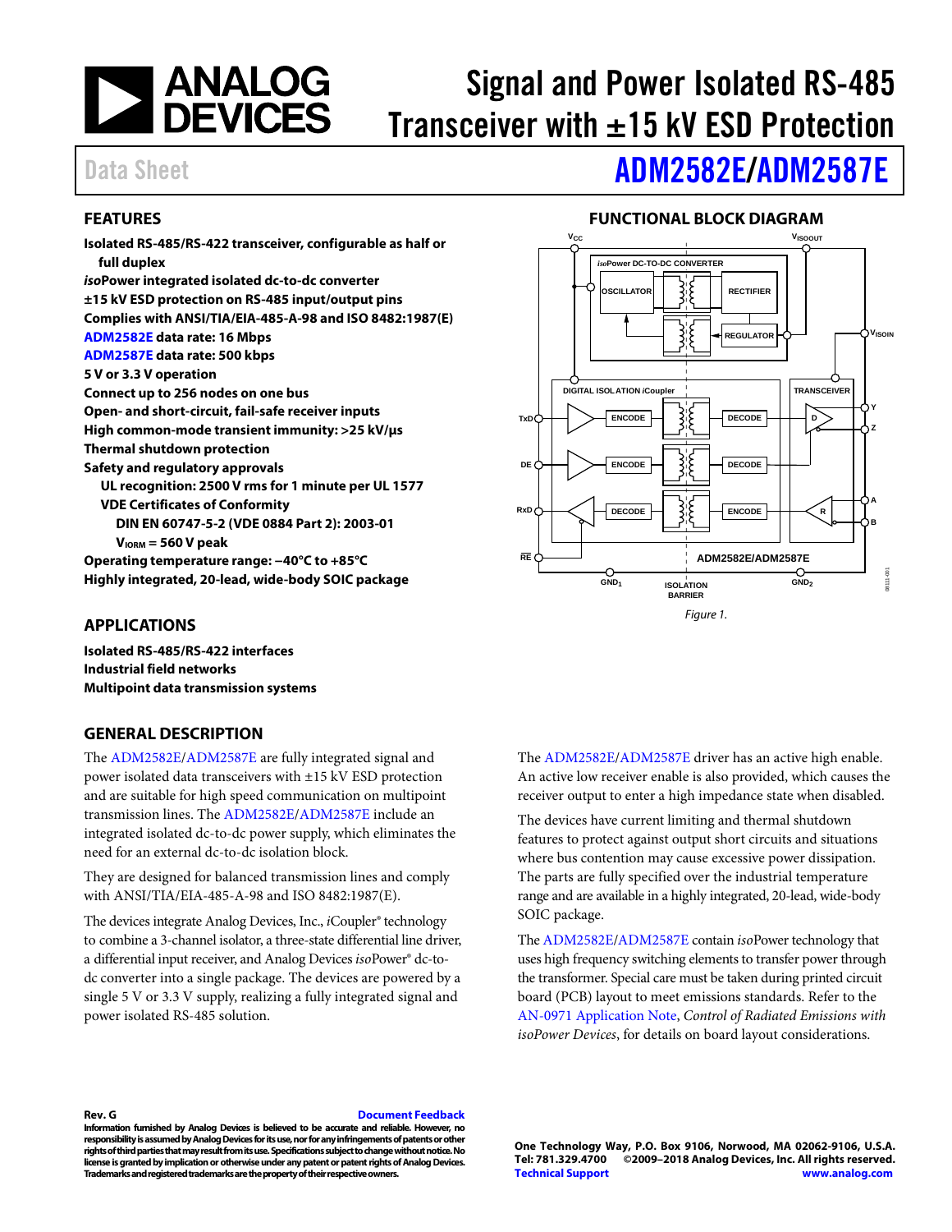# Signal and Power Isolated RS-485 Transceiver with ±15 kV ESD Protection

Data Sheet

# ADM2582E/ADM2587E

## FEATURES

- **Isolated RS-485/RS-422 transceiver, configurable as half or full duplex**
- ***iso*Power integrated isolated dc-to-dc converter**
- **±15 kV ESD protection on RS-485 input/output pins**
- **Complies with ANSI/TIA/EIA-485-A-98 and ISO 8482:1987(E)**
- **ADM2582E data rate: 16 Mbps**
- **ADM2587E data rate: 500 kbps**
- **5 V or 3.3 V operation**
- **Connect up to 256 nodes on one bus**
- **Open- and short-circuit, fail-safe receiver inputs**
- **High common-mode transient immunity: >25 kV/µs**
- **Thermal shutdown protection**
- **Safety and regulatory approvals**
  - **UL recognition: 2500 V rms for 1 minute per UL 1577**
  - **VDE Certificates of Conformity**
    - **DIN EN 60747-5-2 (VDE 0884 Part 2): 2003-01**
    - **$V_{IORM}$ = 560 V peak**
- **Operating temperature range: −40°C to +85°C**
- **Highly integrated, 20-lead, wide-body SOIC package**

## APPLICATIONS

- **Isolated RS-485/RS-422 interfaces**
- **Industrial field networks**
- **Multipoint data transmission systems**

## FUNCTIONAL BLOCK DIAGRAM

Figure 1.

## GENERAL DESCRIPTION

The ADM2582E/ADM2587E are fully integrated signal and power isolated data transceivers with ±15 kV ESD protection and are suitable for high speed communication on multipoint transmission lines. The ADM2582E/ADM2587E include an integrated isolated dc-to-dc power supply, which eliminates the need for an external dc-to-dc isolation block.

They are designed for balanced transmission lines and comply with ANSI/TIA/EIA-485-A-98 and ISO 8482:1987(E).

The devices integrate Analog Devices, Inc., *i*Coupler® technology to combine a 3-channel isolator, a three-state differential line driver, a differential input receiver, and Analog Devices *iso*Power® dc-to-dc converter into a single package. The devices are powered by a single 5 V or 3.3 V supply, realizing a fully integrated signal and power isolated RS-485 solution.

The ADM2582E/ADM2587E driver has an active high enable. An active low receiver enable is also provided, which causes the receiver output to enter a high impedance state when disabled.

The devices have current limiting and thermal shutdown features to protect against output short circuits and situations where bus contention may cause excessive power dissipation. The parts are fully specified over the industrial temperature range and are available in a highly integrated, 20-lead, wide-body SOIC package.

The ADM2582E/ADM2587E contain *iso*Power technology that uses high frequency switching elements to transfer power through the transformer. Special care must be taken during printed circuit board (PCB) layout to meet emissions standards. Refer to the AN-0971 Application Note, *Control of Radiated Emissions with isoPower Devices*, for details on board layout considerations.

Rev. G

Document Feedback

**Information furnished by Analog Devices is believed to be accurate and reliable. However, no responsibility is assumed by Analog Devices for its use, nor for any infringements of patents or other rights of third parties that may result from its use. Specifications subject to change without notice. No license is granted by implication or otherwise under any patent or patent rights of Analog Devices. Trademarks and registered trademarks are the property of their respective owners.**

**One Technology Way, P.O. Box 9106, Norwood, MA 02062-9106, U.S.A.**
**Tel: 781.329.4700 ©2009–2018 Analog Devices, Inc. All rights reserved.**
**Technical Support www.analog.com**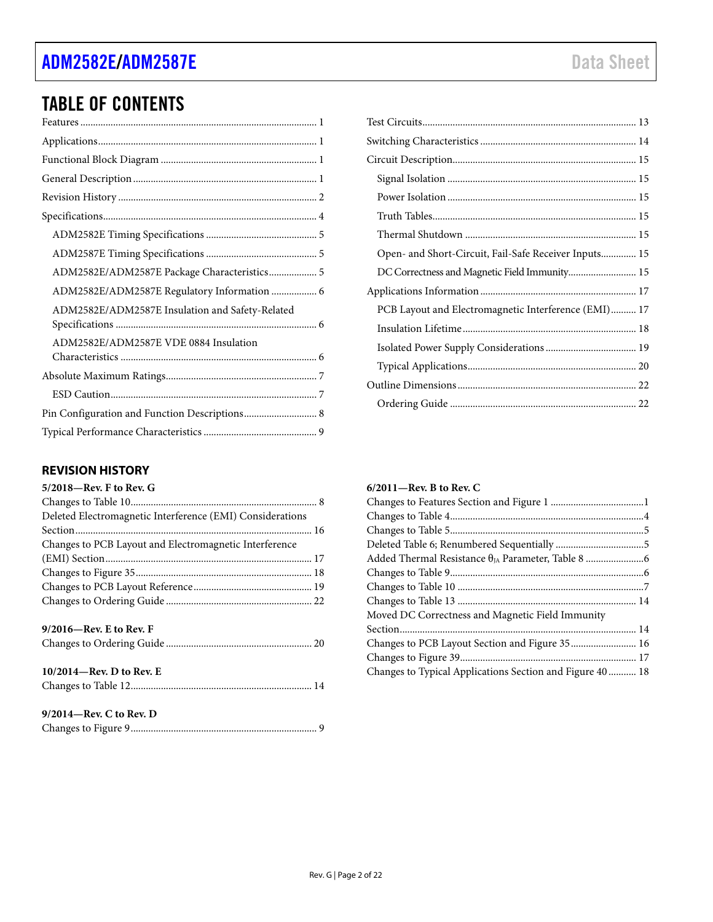## TABLE OF CONTENTS

Features .............................................................................................. 1
Applications....................................................................................... 1
Functional Block Diagram .............................................................. 1
General Description ......................................................................... 1
Revision History ............................................................................... 2
Specifications..................................................................................... 4
  ADM2582E Timing Specifications ............................................ 5
  ADM2587E Timing Specifications ............................................ 5
  ADM2582E/ADM2587E Package Characteristics................... 5
  ADM2582E/ADM2587E Regulatory Information .................. 6
  ADM2582E/ADM2587E Insulation and Safety-Related Specifications ............................................................................... 6
  ADM2582E/ADM2587E VDE 0884 Insulation Characteristics ............................................................................. 6
Absolute Maximum Ratings............................................................ 7
  ESD Caution.................................................................................. 7
Pin Configuration and Function Descriptions............................. 8
Typical Performance Characteristics ............................................. 9
Test Circuits..................................................................................... 13
Switching Characteristics .............................................................. 14
Circuit Description......................................................................... 15
  Signal Isolation ........................................................................... 15
  Power Isolation ........................................................................... 15
  Truth Tables................................................................................. 15
  Thermal Shutdown .................................................................... 15
  Open- and Short-Circuit, Fail-Safe Receiver Inputs.............. 15
  DC Correctness and Magnetic Field Immunity........................... 15
Applications Information .............................................................. 17
  PCB Layout and Electromagnetic Interference (EMI).......... 17
  Insulation Lifetime..................................................................... 18
  Isolated Power Supply Considerations .................................... 19
  Typical Applications................................................................... 20
Outline Dimensions ....................................................................... 22
  Ordering Guide .......................................................................... 22

## REVISION HISTORY

**5/2018—Rev. F to Rev. G**

Changes to Table 10.......................................................................... 8
Deleted Electromagnetic Interference (EMI) Considerations Section ............................................................................................. 16
Changes to PCB Layout and Electromagnetic Interference (EMI) Section.................................................................................. 17
Changes to Figure 35...................................................................... 18
Changes to PCB Layout Reference............................................... 19
Changes to Ordering Guide .......................................................... 22

**9/2016—Rev. E to Rev. F**

Changes to Ordering Guide .......................................................... 20

**10/2014—Rev. D to Rev. E**

Changes to Table 12........................................................................ 14

**9/2014—Rev. C to Rev. D**

Changes to Figure 9.......................................................................... 9

**6/2011—Rev. B to Rev. C**

Changes to Features Section and Figure 1 .....................................1
Changes to Table 4.............................................................................4
Changes to Table 5.............................................................................5
Deleted Table 6; Renumbered Sequentially ...................................5
Added Thermal Resistance $\theta_{JA}$ Parameter, Table 8 .......................6
Changes to Table 9.............................................................................6
Changes to Table 10 ..........................................................................7
Changes to Table 13 ....................................................................... 14
Moved DC Correctness and Magnetic Field Immunity Section............................................................................................. 14
Changes to PCB Layout Section and Figure 35.......................... 16
Changes to Figure 39...................................................................... 17
Changes to Typical Applications Section and Figure 40........... 18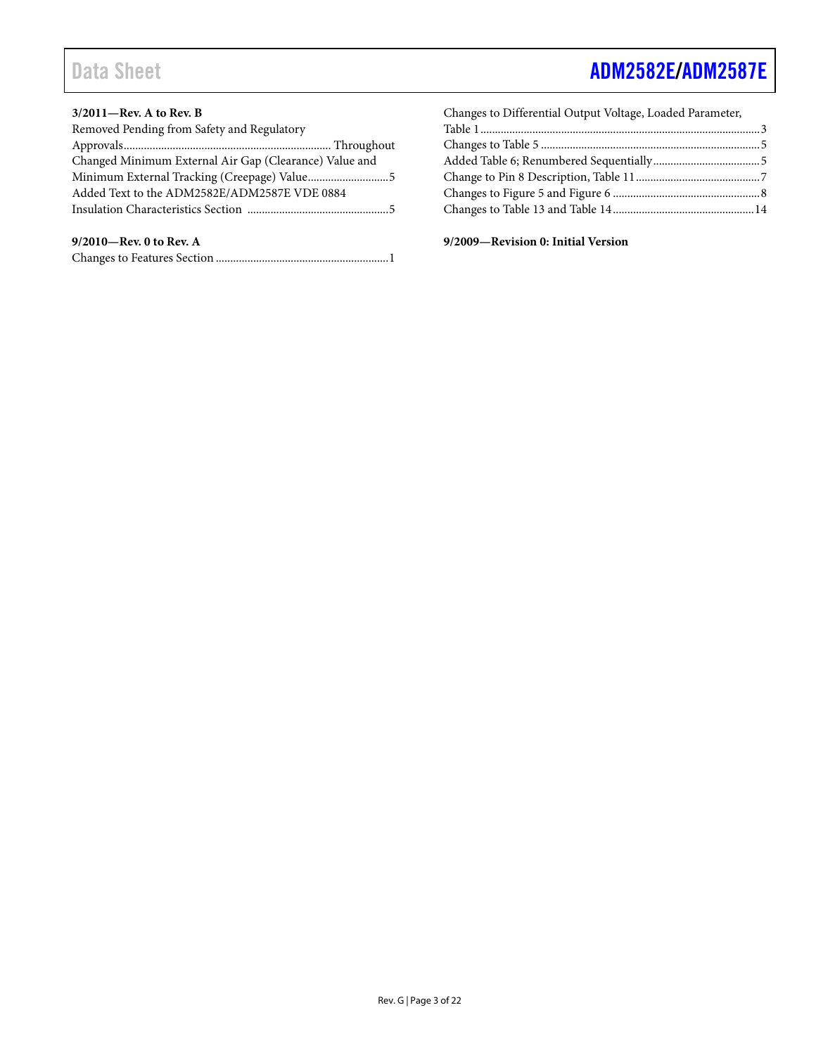**3/2011—Rev. A to Rev. B**

Removed Pending from Safety and Regulatory Approvals...................................................................... Throughout

Changed Minimum External Air Gap (Clearance) Value and Minimum External Tracking (Creepage) Value............................5

Added Text to the ADM2582E/ADM2587E VDE 0884 Insulation Characteristics Section ................................................5

**9/2010—Rev. 0 to Rev. A**

Changes to Features Section ...........................................................1

Changes to Differential Output Voltage, Loaded Parameter, Table 1...............................................................................................3

Changes to Table 5 ...........................................................................5

Added Table 6; Renumbered Sequentially.....................................5

Change to Pin 8 Description, Table 11...........................................7

Changes to Figure 5 and Figure 6 ...................................................8

Changes to Table 13 and Table 14................................................14

**9/2009—Revision 0: Initial Version**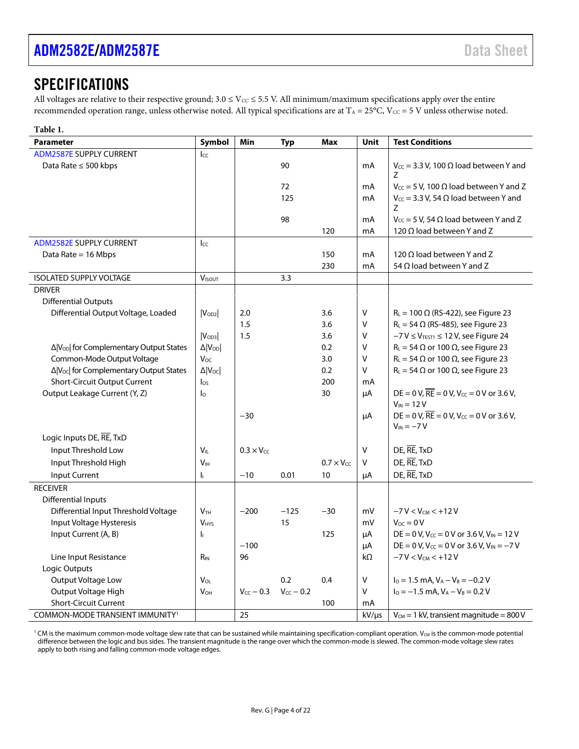# SPECIFICATIONS

All voltages are relative to their respective ground; $3.0 \leq V_{CC} \leq 5.5$ V. All minimum/maximum specifications apply over the entire recommended operation range, unless otherwise noted. All typical specifications are at $T_A = 25°C$, $V_{CC} = 5$ V unless otherwise noted.

**Table 1.**

| Parameter | Symbol | Min | Typ | Max | Unit | Test Conditions |
|---|---|---|---|---|---|---|
| ADM2587E SUPPLY CURRENT | $I_{CC}$ | | | | | |
| Data Rate ≤ 500 kbps | | | 90 | | mA | $V_{CC} = 3.3$ V, 100 Ω load between Y and Z |
| | | | 72 | | mA | $V_{CC} = 5$ V, 100 Ω load between Y and Z |
| | | | 125 | | mA | $V_{CC} = 3.3$ V, 54 Ω load between Y and Z |
| | | | 98 | | mA | $V_{CC} = 5$ V, 54 Ω load between Y and Z |
| | | | | 120 | mA | 120 Ω load between Y and Z |
| ADM2582E SUPPLY CURRENT | $I_{CC}$ | | | | | |
| Data Rate = 16 Mbps | | | | 150 | mA | 120 Ω load between Y and Z |
| | | | | 230 | mA | 54 Ω load between Y and Z |
| ISOLATED SUPPLY VOLTAGE | $V_{ISOUT}$ | | 3.3 | | | |
| DRIVER | | | | | | |
| Differential Outputs | | | | | | |
| Differential Output Voltage, Loaded | $\lvert V_{OD2}\rvert$ | 2.0 | | 3.6 | V | $R_L = 100$ Ω (RS-422), see Figure 23 |
| | | 1.5 | | 3.6 | V | $R_L = 54$ Ω (RS-485), see Figure 23 |
| | $\lvert V_{OD3}\rvert$ | 1.5 | | 3.6 | V | $-7\text{ V} \leq V_{TEST1} \leq 12$ V, see Figure 24 |
| $\Delta\lvert V_{OD}\rvert$ for Complementary Output States | $\Delta\lvert V_{OD}\rvert$ | | | 0.2 | V | $R_L = 54$ Ω or 100 Ω, see Figure 23 |
| Common-Mode Output Voltage | $V_{OC}$ | | | 3.0 | V | $R_L = 54$ Ω or 100 Ω, see Figure 23 |
| $\Delta\lvert V_{OC}\rvert$ for Complementary Output States | $\Delta\lvert V_{OC}\rvert$ | | | 0.2 | V | $R_L = 54$ Ω or 100 Ω, see Figure 23 |
| Short-Circuit Output Current | $I_{OS}$ | | | 200 | mA | |
| Output Leakage Current (Y, Z) | $I_O$ | | | 30 | µA | DE = 0 V, $\overline{RE}$ = 0 V, $V_{CC}$ = 0 V or 3.6 V, $V_{IN}$ = 12 V |
| | | −30 | | | µA | DE = 0 V, $\overline{RE}$ = 0 V, $V_{CC}$ = 0 V or 3.6 V, $V_{IN}$ = −7 V |
| Logic Inputs DE, $\overline{RE}$, TxD | | | | | | |
| Input Threshold Low | $V_{IL}$ | $0.3 \times V_{CC}$ | | | V | DE, $\overline{RE}$, TxD |
| Input Threshold High | $V_{IH}$ | | | $0.7 \times V_{CC}$ | V | DE, $\overline{RE}$, TxD |
| Input Current | $I_I$ | −10 | 0.01 | 10 | µA | DE, $\overline{RE}$, TxD |
| RECEIVER | | | | | | |
| Differential Inputs | | | | | | |
| Differential Input Threshold Voltage | $V_{TH}$ | −200 | −125 | −30 | mV | $-7\text{ V} < V_{CM} < +12$ V |
| Input Voltage Hysteresis | $V_{HYS}$ | | 15 | | mV | $V_{OC} = 0$ V |
| Input Current (A, B) | $I_I$ | | | 125 | µA | DE = 0 V, $V_{CC}$ = 0 V or 3.6 V, $V_{IN}$ = 12 V |
| | | −100 | | | µA | DE = 0 V, $V_{CC}$ = 0 V or 3.6 V, $V_{IN}$ = −7 V |
| Line Input Resistance | $R_{IN}$ | 96 | | | kΩ | $-7\text{ V} < V_{CM} < +12$ V |
| Logic Outputs | | | | | | |
| Output Voltage Low | $V_{OL}$ | | 0.2 | 0.4 | V | $I_O = 1.5$ mA, $V_A - V_B = -0.2$ V |
| Output Voltage High | $V_{OH}$ | $V_{CC} - 0.3$ | $V_{CC} - 0.2$ | | V | $I_O = -1.5$ mA, $V_A - V_B = 0.2$ V |
| Short-Circuit Current | | | | 100 | mA | |
| COMMON-MODE TRANSIENT IMMUNITY[1] | | 25 | | | kV/µs | $V_{CM}$ = 1 kV, transient magnitude = 800 V |

[1] CM is the maximum common-mode voltage slew rate that can be sustained while maintaining specification-compliant operation. $V_{CM}$ is the common-mode potential difference between the logic and bus sides. The transient magnitude is the range over which the common-mode is slewed. The common-mode voltage slew rates apply to both rising and falling common-mode voltage edges.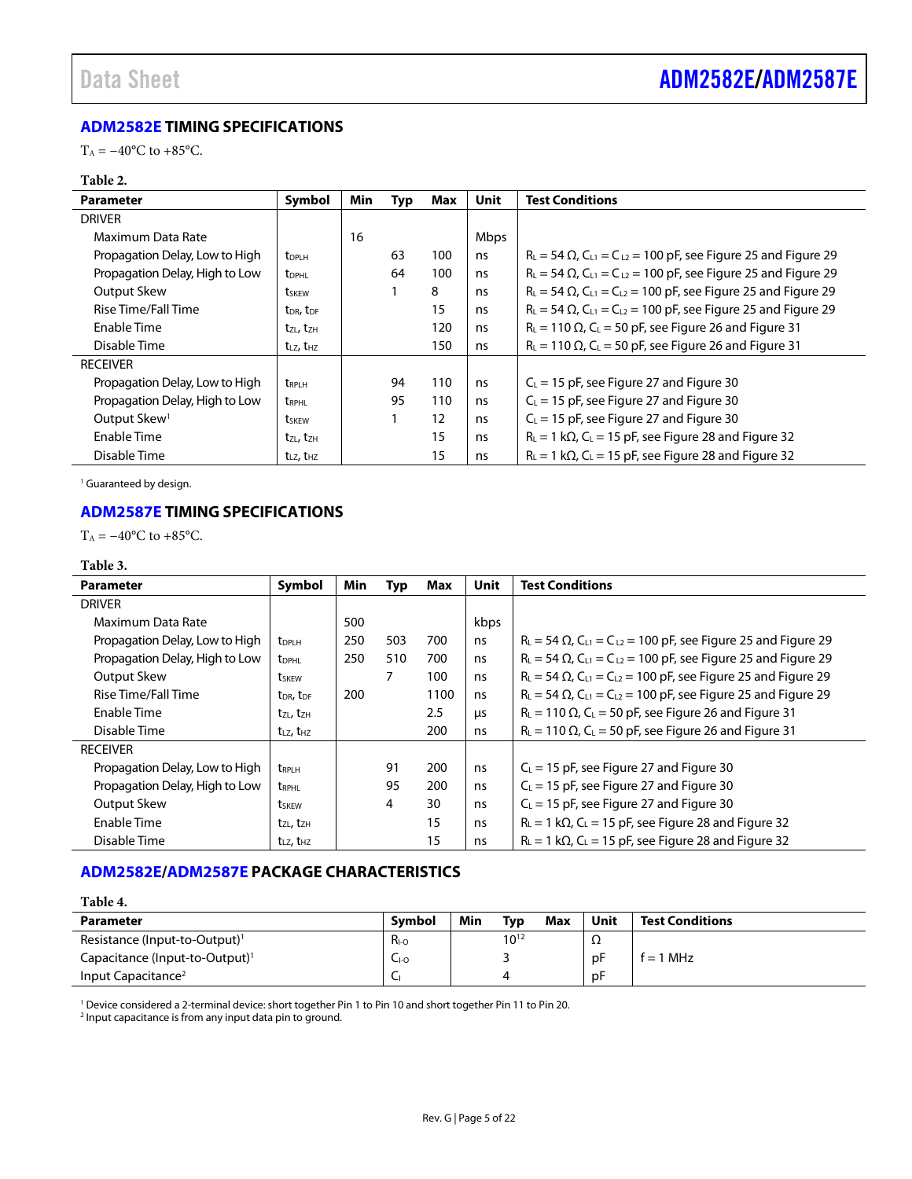## ADM2582E TIMING SPECIFICATIONS

$T_A = -40°C$ to $+85°C$.

**Table 2.**

| Parameter | Symbol | Min | Typ | Max | Unit | Test Conditions |
|---|---|---|---|---|---|---|
| DRIVER | | | | | | |
| Maximum Data Rate | | 16 | | | Mbps | |
| Propagation Delay, Low to High | $t_{DPLH}$ | | 63 | 100 | ns | $R_L = 54\ \Omega$, $C_{L1} = C_{L2} = 100$ pF, see Figure 25 and Figure 29 |
| Propagation Delay, High to Low | $t_{DPHL}$ | | 64 | 100 | ns | $R_L = 54\ \Omega$, $C_{L1} = C_{L2} = 100$ pF, see Figure 25 and Figure 29 |
| Output Skew | $t_{SKEW}$ | | 1 | 8 | ns | $R_L = 54\ \Omega$, $C_{L1} = C_{L2} = 100$ pF, see Figure 25 and Figure 29 |
| Rise Time/Fall Time | $t_{DR}$, $t_{DF}$ | | | 15 | ns | $R_L = 54\ \Omega$, $C_{L1} = C_{L2} = 100$ pF, see Figure 25 and Figure 29 |
| Enable Time | $t_{ZL}$, $t_{ZH}$ | | | 120 | ns | $R_L = 110\ \Omega$, $C_L = 50$ pF, see Figure 26 and Figure 31 |
| Disable Time | $t_{LZ}$, $t_{HZ}$ | | | 150 | ns | $R_L = 110\ \Omega$, $C_L = 50$ pF, see Figure 26 and Figure 31 |
| RECEIVER | | | | | | |
| Propagation Delay, Low to High | $t_{RPLH}$ | | 94 | 110 | ns | $C_L = 15$ pF, see Figure 27 and Figure 30 |
| Propagation Delay, High to Low | $t_{RPHL}$ | | 95 | 110 | ns | $C_L = 15$ pF, see Figure 27 and Figure 30 |
| Output Skew[1] | $t_{SKEW}$ | | 1 | 12 | ns | $C_L = 15$ pF, see Figure 27 and Figure 30 |
| Enable Time | $t_{ZL}$, $t_{ZH}$ | | | 15 | ns | $R_L = 1\ k\Omega$, $C_L = 15$ pF, see Figure 28 and Figure 32 |
| Disable Time | $t_{LZ}$, $t_{HZ}$ | | | 15 | ns | $R_L = 1\ k\Omega$, $C_L = 15$ pF, see Figure 28 and Figure 32 |

[1] Guaranteed by design.

## ADM2587E TIMING SPECIFICATIONS

$T_A = -40°C$ to $+85°C$.

**Table 3.**

| Parameter | Symbol | Min | Typ | Max | Unit | Test Conditions |
|---|---|---|---|---|---|---|
| DRIVER | | | | | | |
| Maximum Data Rate | | 500 | | | kbps | |
| Propagation Delay, Low to High | $t_{DPLH}$ | 250 | 503 | 700 | ns | $R_L = 54\ \Omega$, $C_{L1} = C_{L2} = 100$ pF, see Figure 25 and Figure 29 |
| Propagation Delay, High to Low | $t_{DPHL}$ | 250 | 510 | 700 | ns | $R_L = 54\ \Omega$, $C_{L1} = C_{L2} = 100$ pF, see Figure 25 and Figure 29 |
| Output Skew | $t_{SKEW}$ | | 7 | 100 | ns | $R_L = 54\ \Omega$, $C_{L1} = C_{L2} = 100$ pF, see Figure 25 and Figure 29 |
| Rise Time/Fall Time | $t_{DR}$, $t_{DF}$ | 200 | | 1100 | ns | $R_L = 54\ \Omega$, $C_{L1} = C_{L2} = 100$ pF, see Figure 25 and Figure 29 |
| Enable Time | $t_{ZL}$, $t_{ZH}$ | | | 2.5 | μs | $R_L = 110\ \Omega$, $C_L = 50$ pF, see Figure 26 and Figure 31 |
| Disable Time | $t_{LZ}$, $t_{HZ}$ | | | 200 | ns | $R_L = 110\ \Omega$, $C_L = 50$ pF, see Figure 26 and Figure 31 |
| RECEIVER | | | | | | |
| Propagation Delay, Low to High | $t_{RPLH}$ | | 91 | 200 | ns | $C_L = 15$ pF, see Figure 27 and Figure 30 |
| Propagation Delay, High to Low | $t_{RPHL}$ | | 95 | 200 | ns | $C_L = 15$ pF, see Figure 27 and Figure 30 |
| Output Skew | $t_{SKEW}$ | | 4 | 30 | ns | $C_L = 15$ pF, see Figure 27 and Figure 30 |
| Enable Time | $t_{ZL}$, $t_{ZH}$ | | | 15 | ns | $R_L = 1\ k\Omega$, $C_L = 15$ pF, see Figure 28 and Figure 32 |
| Disable Time | $t_{LZ}$, $t_{HZ}$ | | | 15 | ns | $R_L = 1\ k\Omega$, $C_L = 15$ pF, see Figure 28 and Figure 32 |

## ADM2582E/ADM2587E PACKAGE CHARACTERISTICS

**Table 4.**

| Parameter | Symbol | Min | Typ | Max | Unit | Test Conditions |
|---|---|---|---|---|---|---|
| Resistance (Input-to-Output)[1] | $R_{I-O}$ | | $10^{12}$ | | Ω | |
| Capacitance (Input-to-Output)[1] | $C_{I-O}$ | | 3 | | pF | f = 1 MHz |
| Input Capacitance[2] | $C_I$ | | 4 | | pF | |

[1] Device considered a 2-terminal device: short together Pin 1 to Pin 10 and short together Pin 11 to Pin 20.
[2] Input capacitance is from any input data pin to ground.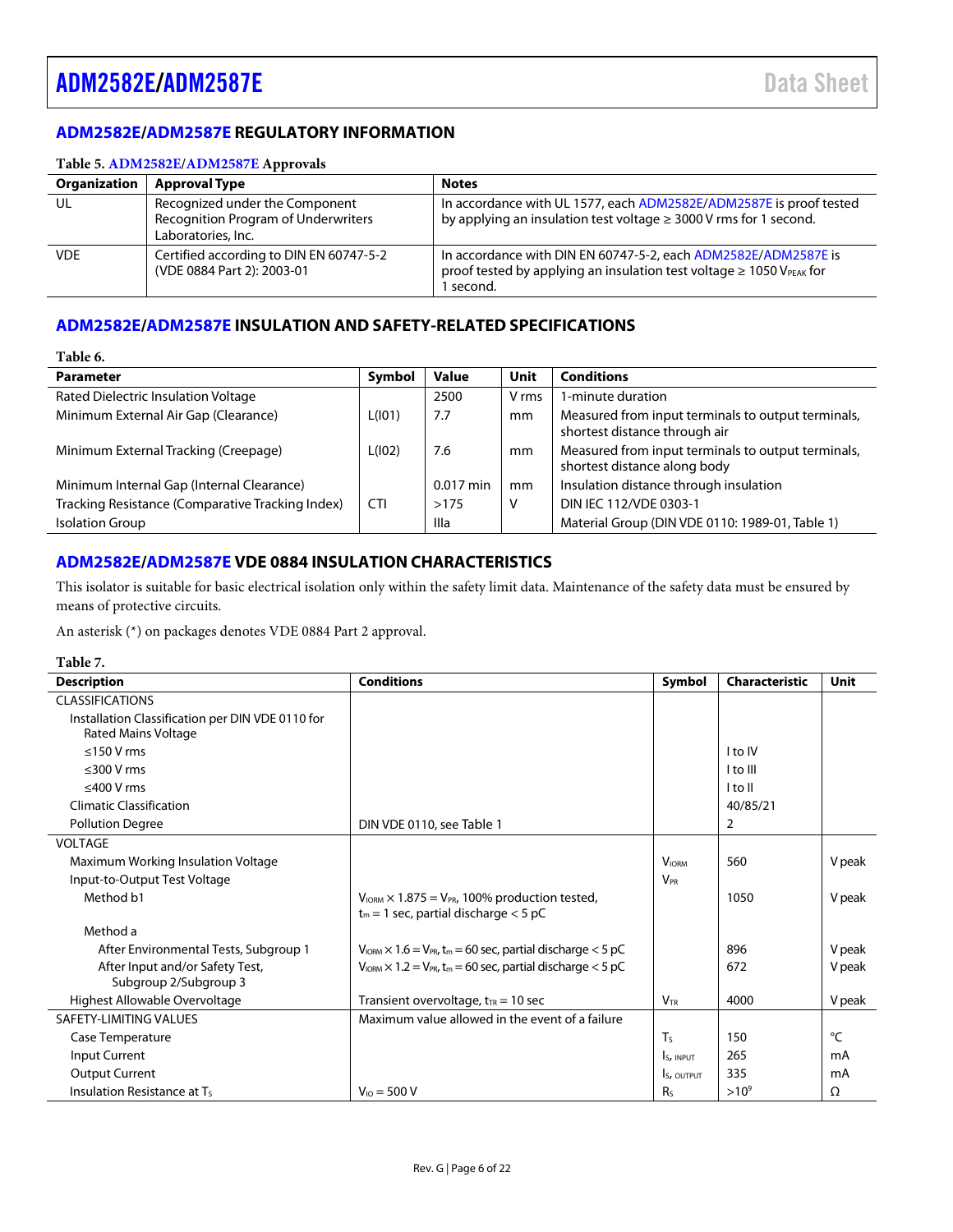## ADM2582E/ADM2587E REGULATORY INFORMATION

**Table 5. ADM2582E/ADM2587E Approvals**

| Organization | Approval Type | Notes |
|---|---|---|
| UL | Recognized under the Component Recognition Program of Underwriters Laboratories, Inc. | In accordance with UL 1577, each ADM2582E/ADM2587E is proof tested by applying an insulation test voltage ≥ 3000 V rms for 1 second. |
| VDE | Certified according to DIN EN 60747-5-2 (VDE 0884 Part 2): 2003-01 | In accordance with DIN EN 60747-5-2, each ADM2582E/ADM2587E is proof tested by applying an insulation test voltage ≥ 1050 $V_{PEAK}$ for 1 second. |

## ADM2582E/ADM2587E INSULATION AND SAFETY-RELATED SPECIFICATIONS

**Table 6.**

| Parameter | Symbol | Value | Unit | Conditions |
|---|---|---|---|---|
| Rated Dielectric Insulation Voltage | | 2500 | V rms | 1-minute duration |
| Minimum External Air Gap (Clearance) | L(I01) | 7.7 | mm | Measured from input terminals to output terminals, shortest distance through air |
| Minimum External Tracking (Creepage) | L(I02) | 7.6 | mm | Measured from input terminals to output terminals, shortest distance along body |
| Minimum Internal Gap (Internal Clearance) | | 0.017 min | mm | Insulation distance through insulation |
| Tracking Resistance (Comparative Tracking Index) | CTI | >175 | V | DIN IEC 112/VDE 0303-1 |
| Isolation Group | | IIIa | | Material Group (DIN VDE 0110: 1989-01, Table 1) |

## ADM2582E/ADM2587E VDE 0884 INSULATION CHARACTERISTICS

This isolator is suitable for basic electrical isolation only within the safety limit data. Maintenance of the safety data must be ensured by means of protective circuits.

An asterisk (*) on packages denotes VDE 0884 Part 2 approval.

**Table 7.**

| Description | Conditions | Symbol | Characteristic | Unit |
|---|---|---|---|---|
| CLASSIFICATIONS | | | | |
| Installation Classification per DIN VDE 0110 for Rated Mains Voltage | | | | |
| ≤150 V rms | | | I to IV | |
| ≤300 V rms | | | I to III | |
| ≤400 V rms | | | I to II | |
| Climatic Classification | | | 40/85/21 | |
| Pollution Degree | DIN VDE 0110, see Table 1 | | 2 | |
| VOLTAGE | | | | |
| Maximum Working Insulation Voltage | | $V_{IORM}$ | 560 | V peak |
| Input-to-Output Test Voltage | | $V_{PR}$ | | |
| Method b1 | $V_{IORM} \times 1.875 = V_{PR}$, 100% production tested, $t_m = 1$ sec, partial discharge < 5 pC | | 1050 | V peak |
| Method a | | | | |
| After Environmental Tests, Subgroup 1 | $V_{IORM} \times 1.6 = V_{PR}$, $t_m = 60$ sec, partial discharge < 5 pC | | 896 | V peak |
| After Input and/or Safety Test, Subgroup 2/Subgroup 3 | $V_{IORM} \times 1.2 = V_{PR}$, $t_m = 60$ sec, partial discharge < 5 pC | | 672 | V peak |
| Highest Allowable Overvoltage | Transient overvoltage, $t_{TR} = 10$ sec | $V_{TR}$ | 4000 | V peak |
| SAFETY-LIMITING VALUES | Maximum value allowed in the event of a failure | | | |
| Case Temperature | | $T_S$ | 150 | °C |
| Input Current | | $I_{S,\ INPUT}$ | 265 | mA |
| Output Current | | $I_{S,\ OUTPUT}$ | 335 | mA |
| Insulation Resistance at $T_S$ | $V_{IO} = 500$ V | $R_S$ | $>10^9$ | Ω |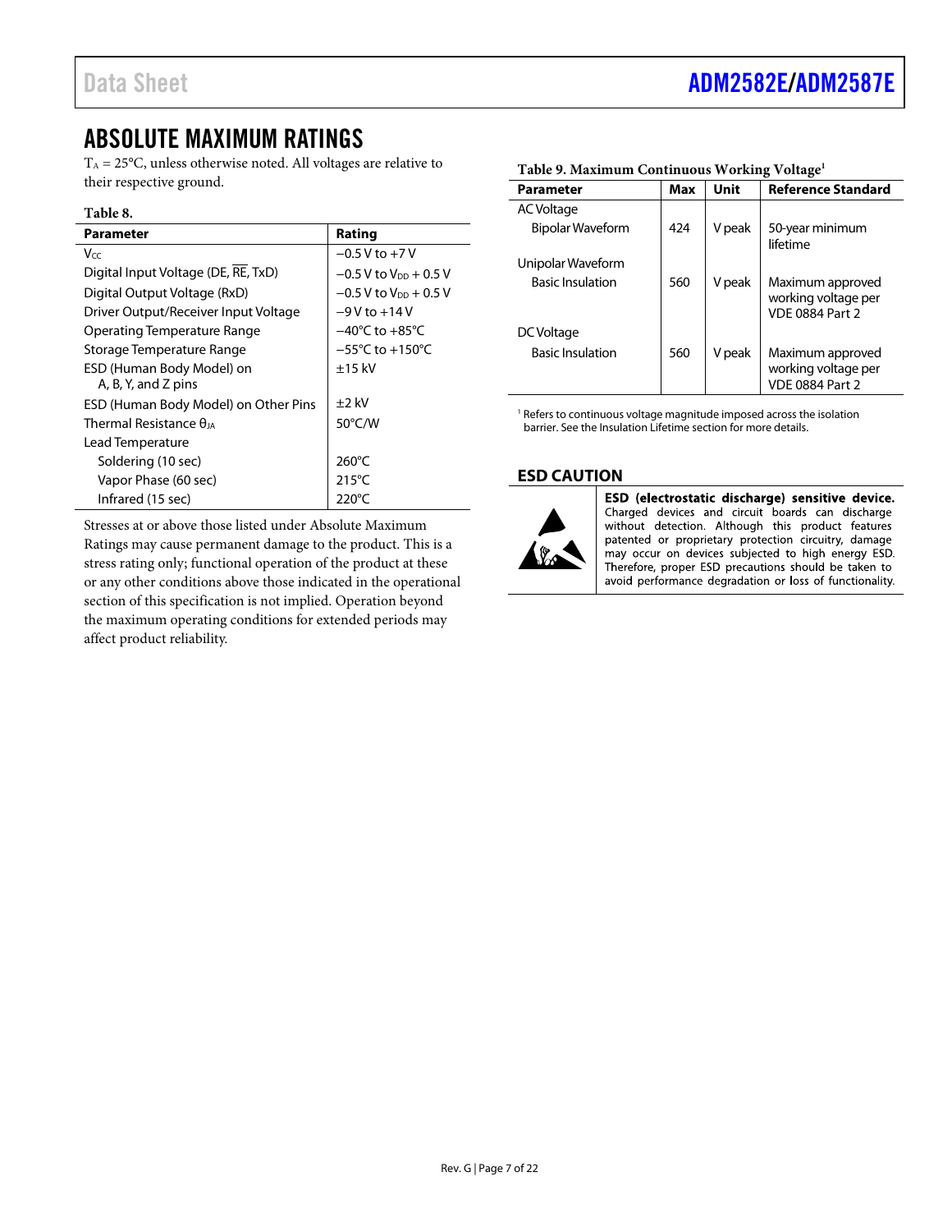## ABSOLUTE MAXIMUM RATINGS

$T_A$ = 25°C, unless otherwise noted. All voltages are relative to their respective ground.

**Table 8.**

| Parameter | Rating |
|---|---|
| $V_{CC}$ | −0.5 V to +7 V |
| Digital Input Voltage (DE, $\overline{RE}$, TxD) | −0.5 V to $V_{DD}$ + 0.5 V |
| Digital Output Voltage (RxD) | −0.5 V to $V_{DD}$ + 0.5 V |
| Driver Output/Receiver Input Voltage | −9 V to +14 V |
| Operating Temperature Range | −40°C to +85°C |
| Storage Temperature Range | −55°C to +150°C |
| ESD (Human Body Model) on A, B, Y, and Z pins | ±15 kV |
| ESD (Human Body Model) on Other Pins | ±2 kV |
| Thermal Resistance $\theta_{JA}$ | 50°C/W |
| Lead Temperature | |
| Soldering (10 sec) | 260°C |
| Vapor Phase (60 sec) | 215°C |
| Infrared (15 sec) | 220°C |

Stresses at or above those listed under Absolute Maximum Ratings may cause permanent damage to the product. This is a stress rating only; functional operation of the product at these or any other conditions above those indicated in the operational section of this specification is not implied. Operation beyond the maximum operating conditions for extended periods may affect product reliability.

**Table 9. Maximum Continuous Working Voltage[1]**

| Parameter | Max | Unit | Reference Standard |
|---|---|---|---|
| AC Voltage | | | |
| Bipolar Waveform | 424 | V peak | 50-year minimum lifetime |
| Unipolar Waveform | | | |
| Basic Insulation | 560 | V peak | Maximum approved working voltage per VDE 0884 Part 2 |
| DC Voltage | | | |
| Basic Insulation | 560 | V peak | Maximum approved working voltage per VDE 0884 Part 2 |

[1] Refers to continuous voltage magnitude imposed across the isolation barrier. See the Insulation Lifetime section for more details.

### ESD CAUTION

**ESD (electrostatic discharge) sensitive device.** Charged devices and circuit boards can discharge without detection. Although this product features patented or proprietary protection circuitry, damage may occur on devices subjected to high energy ESD. Therefore, proper ESD precautions should be taken to avoid performance degradation or loss of functionality.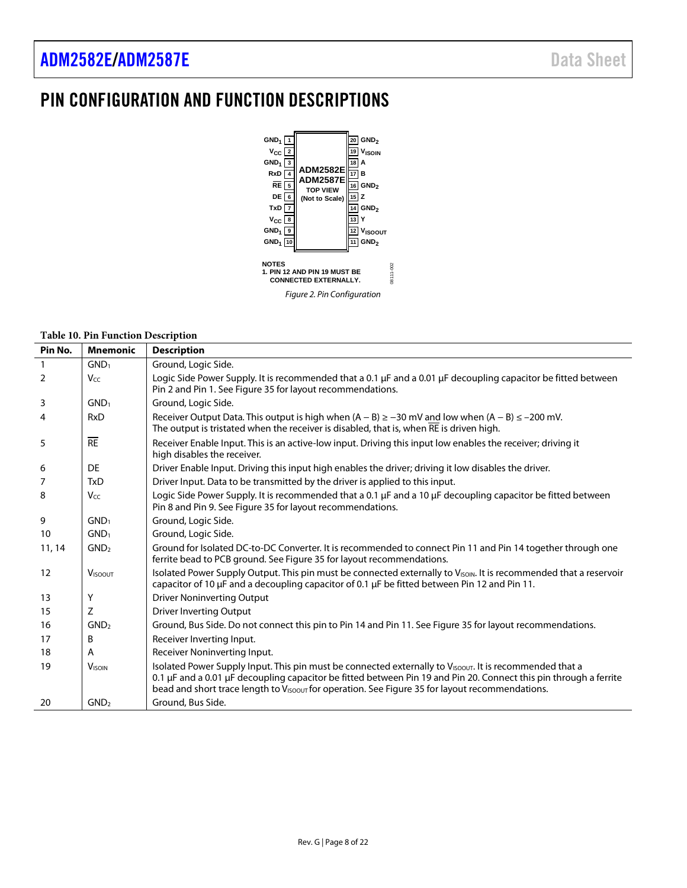# PIN CONFIGURATION AND FUNCTION DESCRIPTIONS

NOTES
1. PIN 12 AND PIN 19 MUST BE CONNECTED EXTERNALLY.

*Figure 2. Pin Configuration*

**Table 10. Pin Function Description**

| Pin No. | Mnemonic | Description |
|---|---|---|
| 1 | $GND_1$ | Ground, Logic Side. |
| 2 | $V_{CC}$ | Logic Side Power Supply. It is recommended that a 0.1 µF and a 0.01 µF decoupling capacitor be fitted between Pin 2 and Pin 1. See Figure 35 for layout recommendations. |
| 3 | $GND_1$ | Ground, Logic Side. |
| 4 | RxD | Receiver Output Data. This output is high when (A − B) ≥ −30 mV and low when (A − B) ≤ −200 mV. The output is tristated when the receiver is disabled, that is, when $\overline{RE}$ is driven high. |
| 5 | $\overline{RE}$ | Receiver Enable Input. This is an active-low input. Driving this input low enables the receiver; driving it high disables the receiver. |
| 6 | DE | Driver Enable Input. Driving this input high enables the driver; driving it low disables the driver. |
| 7 | TxD | Driver Input. Data to be transmitted by the driver is applied to this input. |
| 8 | $V_{CC}$ | Logic Side Power Supply. It is recommended that a 0.1 µF and a 10 µF decoupling capacitor be fitted between Pin 8 and Pin 9. See Figure 35 for layout recommendations. |
| 9 | $GND_1$ | Ground, Logic Side. |
| 10 | $GND_1$ | Ground, Logic Side. |
| 11, 14 | $GND_2$ | Ground for Isolated DC-to-DC Converter. It is recommended to connect Pin 11 and Pin 14 together through one ferrite bead to PCB ground. See Figure 35 for layout recommendations. |
| 12 | $V_{ISOOUT}$ | Isolated Power Supply Output. This pin must be connected externally to $V_{ISOIN}$. It is recommended that a reservoir capacitor of 10 µF and a decoupling capacitor of 0.1 µF be fitted between Pin 12 and Pin 11. |
| 13 | Y | Driver Noninverting Output |
| 15 | Z | Driver Inverting Output |
| 16 | $GND_2$ | Ground, Bus Side. Do not connect this pin to Pin 14 and Pin 11. See Figure 35 for layout recommendations. |
| 17 | B | Receiver Inverting Input. |
| 18 | A | Receiver Noninverting Input. |
| 19 | $V_{ISOIN}$ | Isolated Power Supply Input. This pin must be connected externally to $V_{ISOOUT}$. It is recommended that a 0.1 µF and a 0.01 µF decoupling capacitor be fitted between Pin 19 and Pin 20. Connect this pin through a ferrite bead and short trace length to $V_{ISOOUT}$ for operation. See Figure 35 for layout recommendations. |
| 20 | $GND_2$ | Ground, Bus Side. |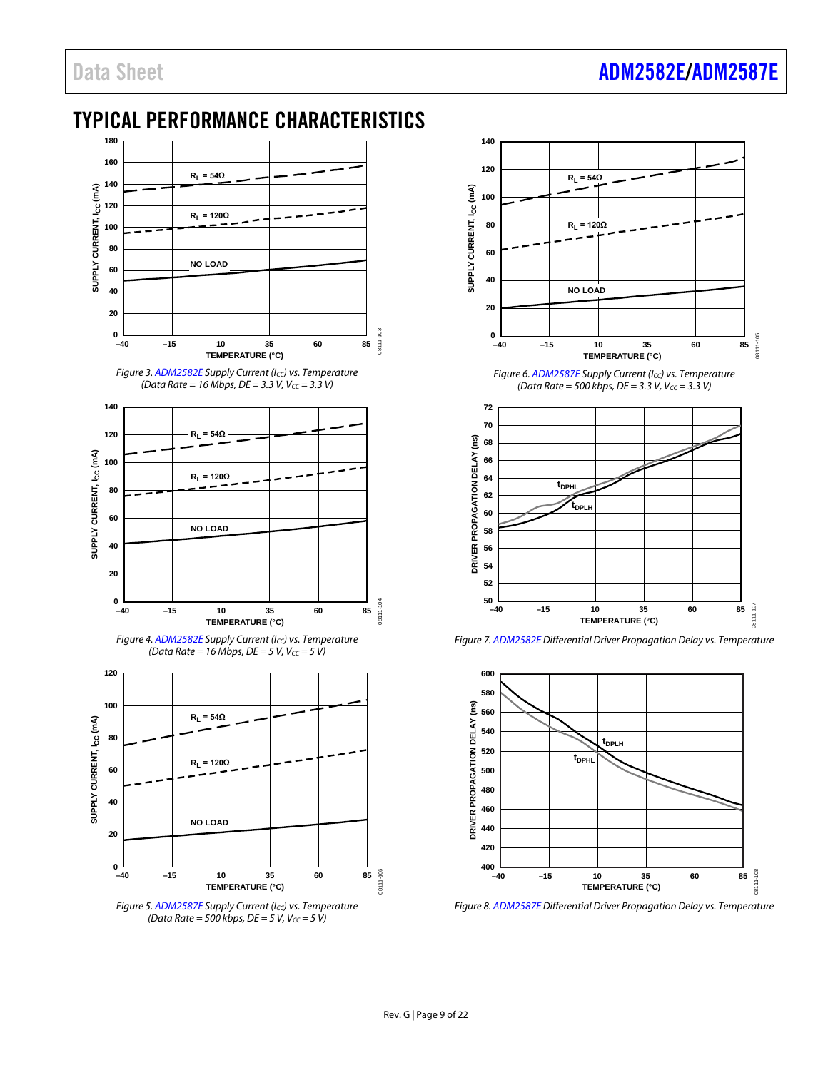# TYPICAL PERFORMANCE CHARACTERISTICS

Figure 3. ADM2582E Supply Current ($I_{CC}$) vs. Temperature (Data Rate = 16 Mbps, DE = 3.3 V, $V_{CC}$ = 3.3 V)

Figure 4. ADM2582E Supply Current ($I_{CC}$) vs. Temperature (Data Rate = 16 Mbps, DE = 5 V, $V_{CC}$ = 5 V)

Figure 5. ADM2587E Supply Current ($I_{CC}$) vs. Temperature (Data Rate = 500 kbps, DE = 5 V, $V_{CC}$ = 5 V)

Figure 6. ADM2587E Supply Current ($I_{CC}$) vs. Temperature (Data Rate = 500 kbps, DE = 3.3 V, $V_{CC}$ = 3.3 V)

Figure 7. ADM2582E Differential Driver Propagation Delay vs. Temperature

Figure 8. ADM2587E Differential Driver Propagation Delay vs. Temperature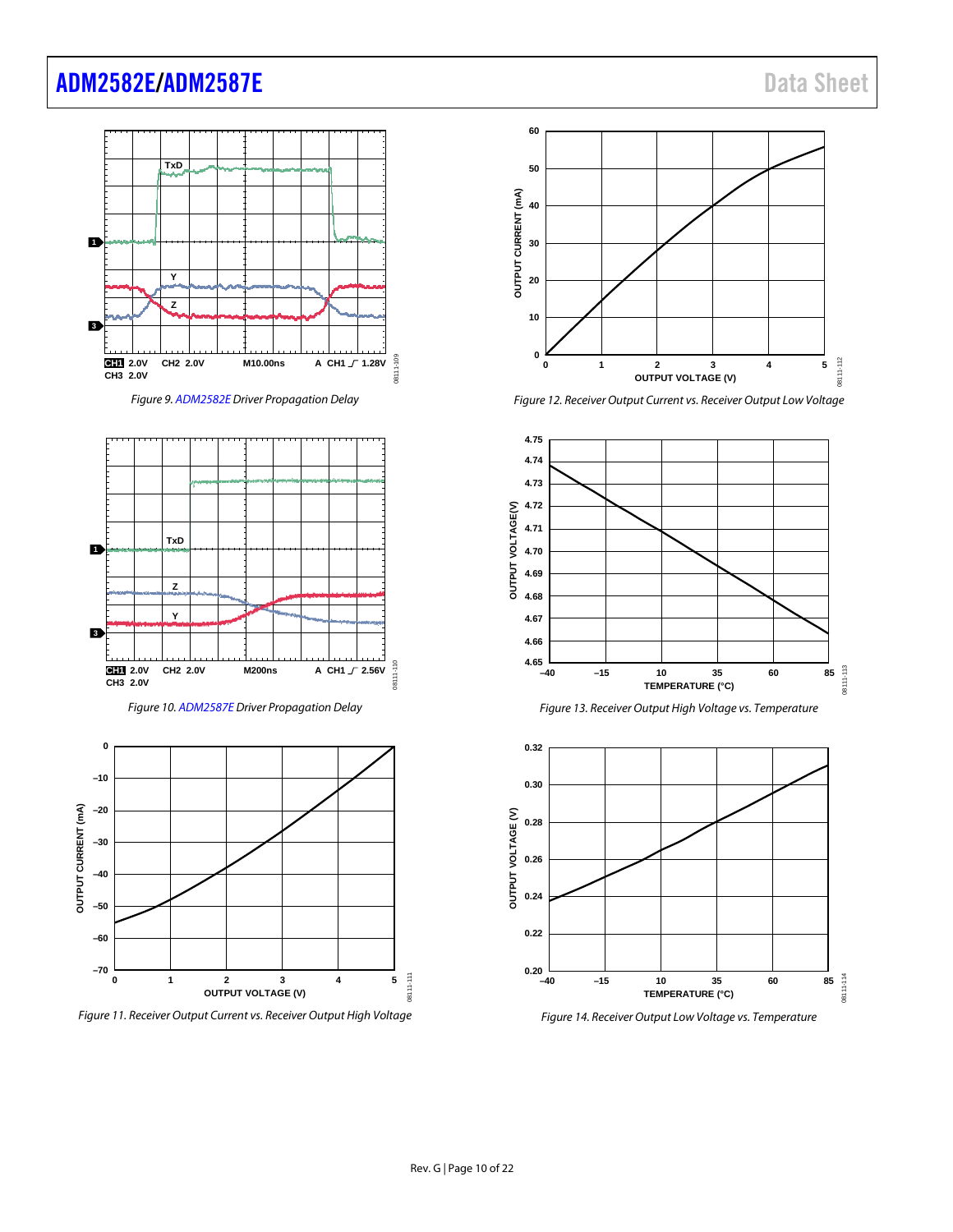Figure 9. ADM2582E Driver Propagation Delay

Figure 10. ADM2587E Driver Propagation Delay

Figure 11. Receiver Output Current vs. Receiver Output High Voltage

Figure 12. Receiver Output Current vs. Receiver Output Low Voltage

Figure 13. Receiver Output High Voltage vs. Temperature

Figure 14. Receiver Output Low Voltage vs. Temperature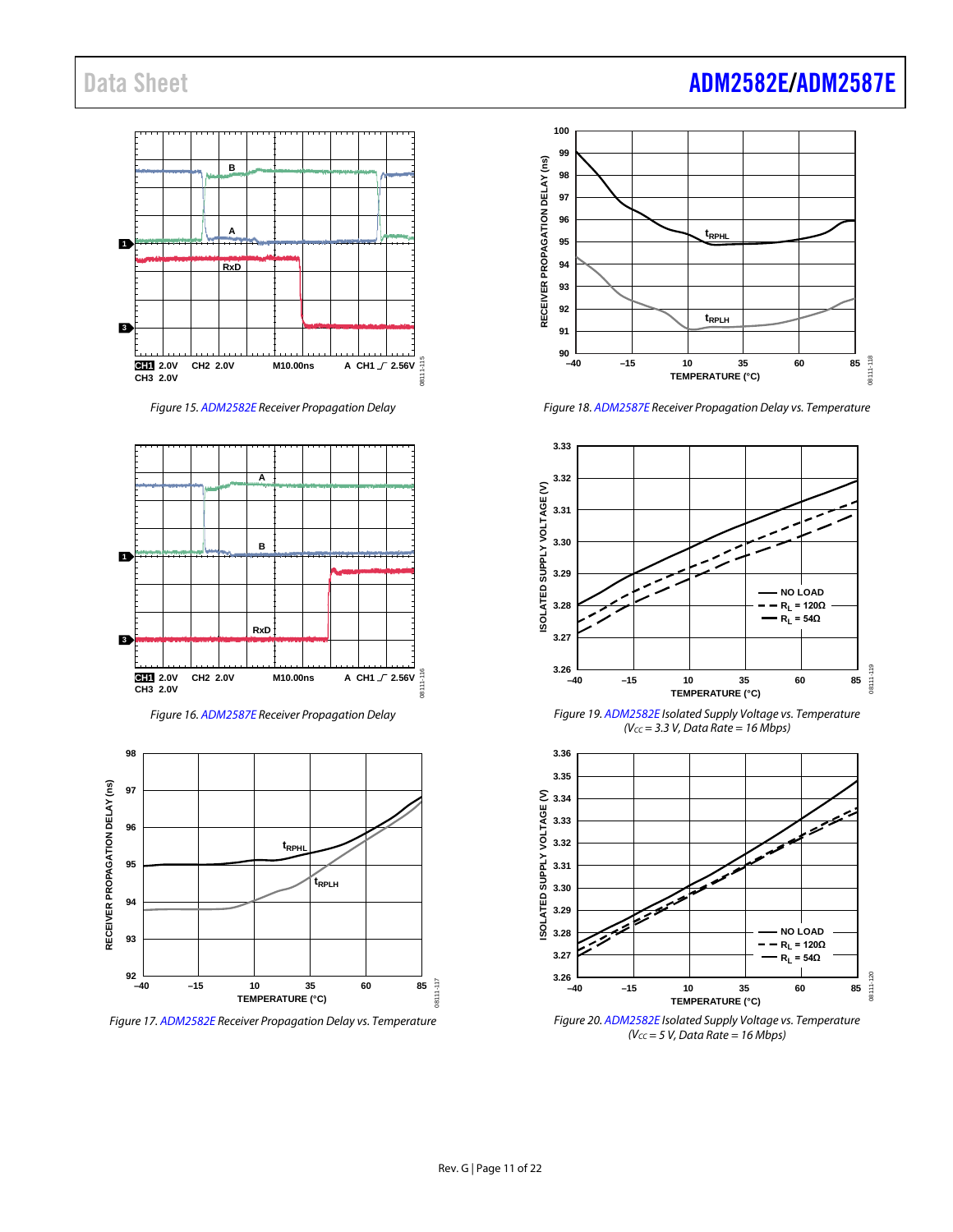Figure 15. ADM2582E Receiver Propagation Delay

Figure 16. ADM2587E Receiver Propagation Delay

Figure 17. ADM2582E Receiver Propagation Delay vs. Temperature

Figure 18. ADM2587E Receiver Propagation Delay vs. Temperature

Figure 19. ADM2582E Isolated Supply Voltage vs. Temperature ($V_{CC}$ = 3.3 V, Data Rate = 16 Mbps)

Figure 20. ADM2582E Isolated Supply Voltage vs. Temperature ($V_{CC}$ = 5 V, Data Rate = 16 Mbps)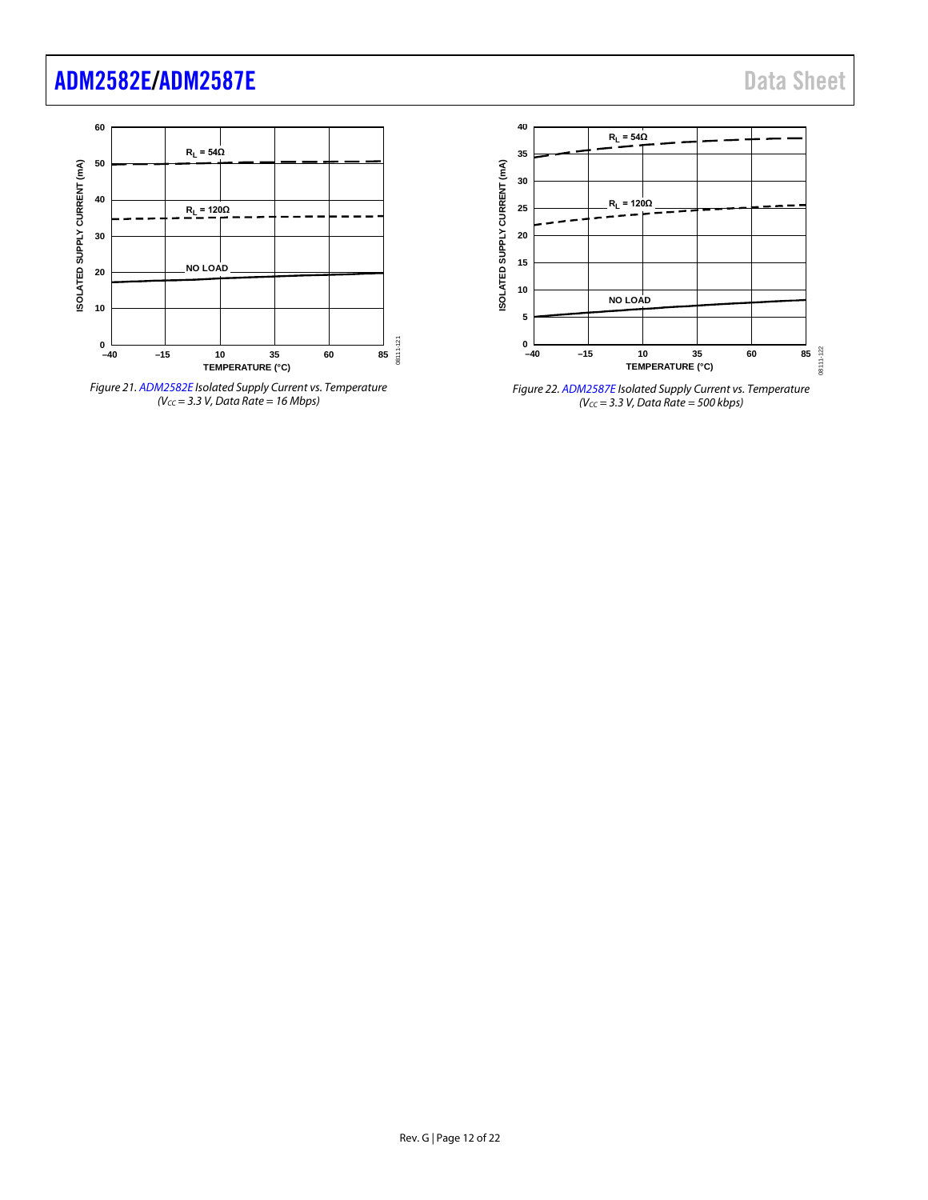Figure 21. ADM2582E Isolated Supply Current vs. Temperature ($V_{CC}$ = 3.3 V, Data Rate = 16 Mbps)

Figure 22. ADM2587E Isolated Supply Current vs. Temperature ($V_{CC}$ = 3.3 V, Data Rate = 500 kbps)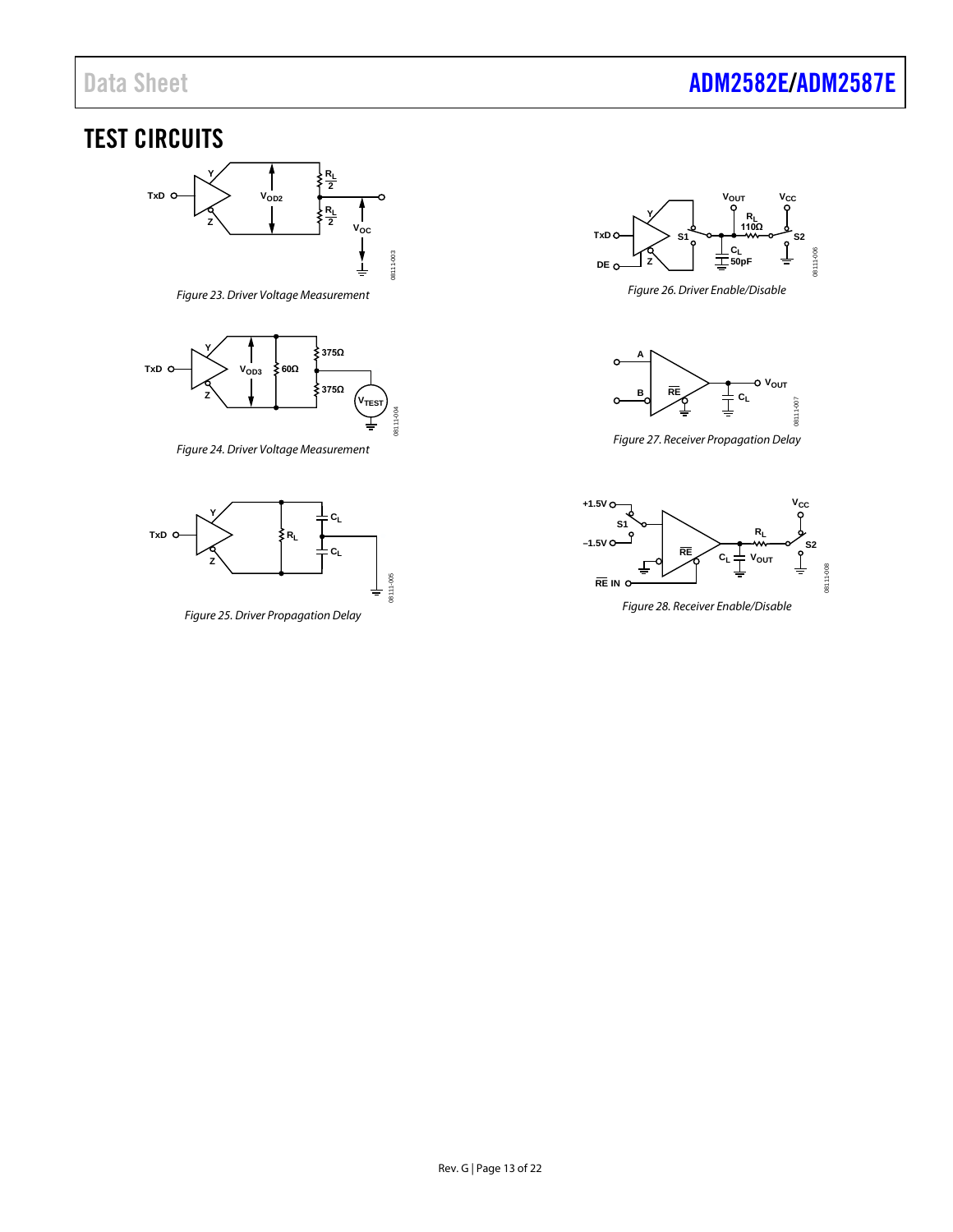# TEST CIRCUITS

Figure 23. Driver Voltage Measurement

Figure 24. Driver Voltage Measurement

Figure 25. Driver Propagation Delay

Figure 26. Driver Enable/Disable

Figure 27. Receiver Propagation Delay

Figure 28. Receiver Enable/Disable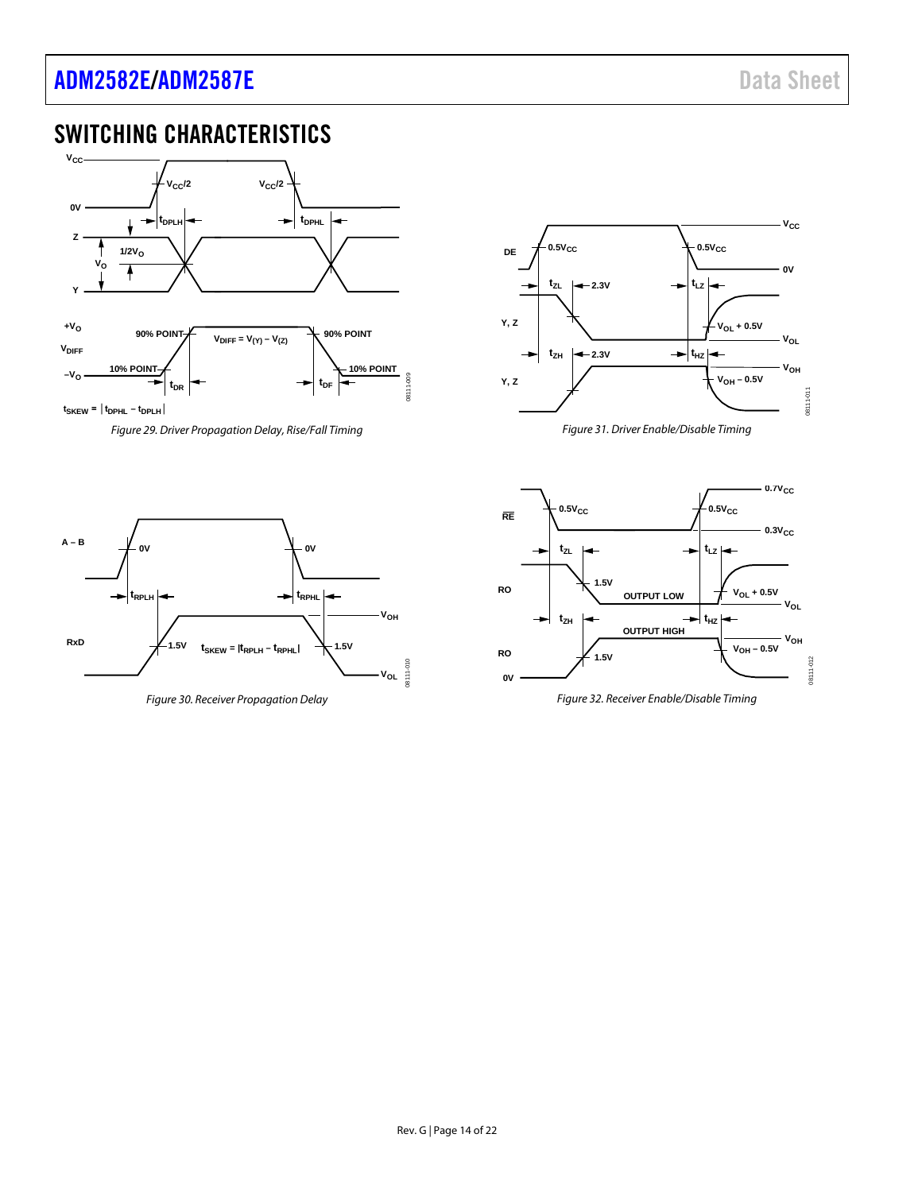## SWITCHING CHARACTERISTICS

*Figure 29. Driver Propagation Delay, Rise/Fall Timing*

*Figure 30. Receiver Propagation Delay*

*Figure 31. Driver Enable/Disable Timing*

*Figure 32. Receiver Enable/Disable Timing*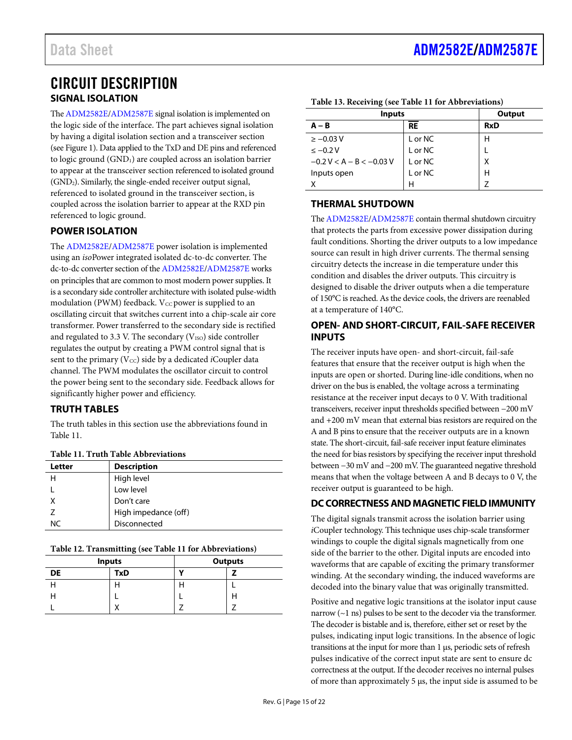# CIRCUIT DESCRIPTION

## SIGNAL ISOLATION

The ADM2582E/ADM2587E signal isolation is implemented on the logic side of the interface. The part achieves signal isolation by having a digital isolation section and a transceiver section (see Figure 1). Data applied to the TxD and DE pins and referenced to logic ground ($GND_1$) are coupled across an isolation barrier to appear at the transceiver section referenced to isolated ground ($GND_2$). Similarly, the single-ended receiver output signal, referenced to isolated ground in the transceiver section, is coupled across the isolation barrier to appear at the RXD pin referenced to logic ground.

## POWER ISOLATION

The ADM2582E/ADM2587E power isolation is implemented using an *iso*Power integrated isolated dc-to-dc converter. The dc-to-dc converter section of the ADM2582E/ADM2587E works on principles that are common to most modern power supplies. It is a secondary side controller architecture with isolated pulse-width modulation (PWM) feedback. $V_{CC}$ power is supplied to an oscillating circuit that switches current into a chip-scale air core transformer. Power transferred to the secondary side is rectified and regulated to 3.3 V. The secondary ($V_{ISO}$) side controller regulates the output by creating a PWM control signal that is sent to the primary ($V_{CC}$) side by a dedicated *i*Coupler data channel. The PWM modulates the oscillator circuit to control the power being sent to the secondary side. Feedback allows for significantly higher power and efficiency.

## TRUTH TABLES

The truth tables in this section use the abbreviations found in Table 11.

**Table 11. Truth Table Abbreviations**

| Letter | Description |
|---|---|
| H | High level |
| L | Low level |
| X | Don't care |
| Z | High impedance (off) |
| NC | Disconnected |

**Table 12. Transmitting (see Table 11 for Abbreviations)**

| Inputs | | Outputs | |
|---|---|---|---|
| DE | TxD | Y | Z |
| H | H | H | L |
| H | L | L | H |
| L | X | Z | Z |

**Table 13. Receiving (see Table 11 for Abbreviations)**

| Inputs | | Output |
|---|---|---|
| A − B | $\overline{RE}$ | RxD |
| ≥ −0.03 V | L or NC | H |
| ≤ −0.2 V | L or NC | L |
| −0.2 V < A − B < −0.03 V | L or NC | X |
| Inputs open | L or NC | H |
| X | H | Z |

## THERMAL SHUTDOWN

The ADM2582E/ADM2587E contain thermal shutdown circuitry that protects the parts from excessive power dissipation during fault conditions. Shorting the driver outputs to a low impedance source can result in high driver currents. The thermal sensing circuitry detects the increase in die temperature under this condition and disables the driver outputs. This circuitry is designed to disable the driver outputs when a die temperature of 150°C is reached. As the device cools, the drivers are reenabled at a temperature of 140°C.

## OPEN- AND SHORT-CIRCUIT, FAIL-SAFE RECEIVER INPUTS

The receiver inputs have open- and short-circuit, fail-safe features that ensure that the receiver output is high when the inputs are open or shorted. During line-idle conditions, when no driver on the bus is enabled, the voltage across a terminating resistance at the receiver input decays to 0 V. With traditional transceivers, receiver input thresholds specified between −200 mV and +200 mV mean that external bias resistors are required on the A and B pins to ensure that the receiver outputs are in a known state. The short-circuit, fail-safe receiver input feature eliminates the need for bias resistors by specifying the receiver input threshold between −30 mV and −200 mV. The guaranteed negative threshold means that when the voltage between A and B decays to 0 V, the receiver output is guaranteed to be high.

## DC CORRECTNESS AND MAGNETIC FIELD IMMUNITY

The digital signals transmit across the isolation barrier using *i*Coupler technology. This technique uses chip-scale transformer windings to couple the digital signals magnetically from one side of the barrier to the other. Digital inputs are encoded into waveforms that are capable of exciting the primary transformer winding. At the secondary winding, the induced waveforms are decoded into the binary value that was originally transmitted.

Positive and negative logic transitions at the isolator input cause narrow (~1 ns) pulses to be sent to the decoder via the transformer. The decoder is bistable and is, therefore, either set or reset by the pulses, indicating input logic transitions. In the absence of logic transitions at the input for more than 1 µs, periodic sets of refresh pulses indicative of the correct input state are sent to ensure dc correctness at the output. If the decoder receives no internal pulses of more than approximately 5 µs, the input side is assumed to be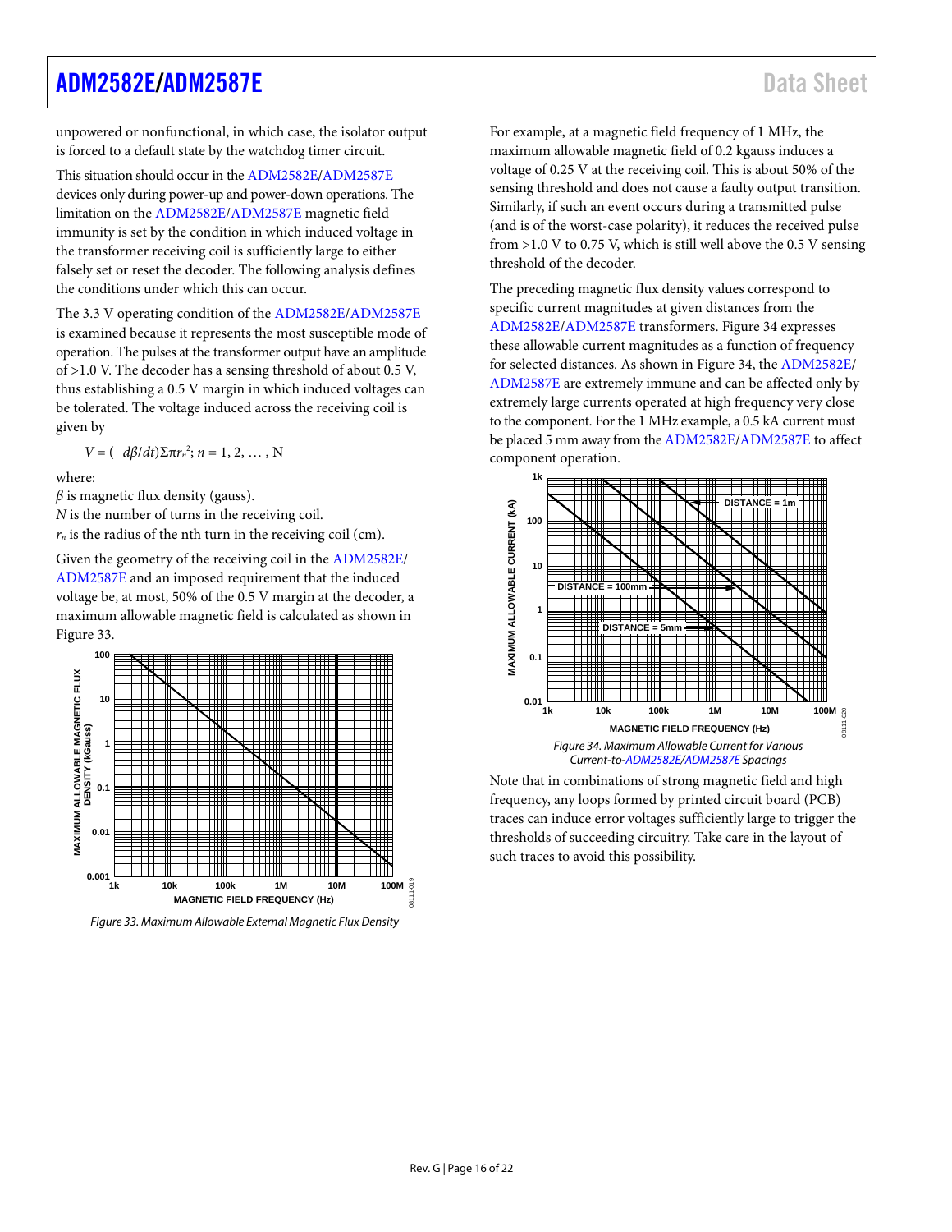unpowered or nonfunctional, in which case, the isolator output is forced to a default state by the watchdog timer circuit.

This situation should occur in the ADM2582E/ADM2587E devices only during power-up and power-down operations. The limitation on the ADM2582E/ADM2587E magnetic field immunity is set by the condition in which induced voltage in the transformer receiving coil is sufficiently large to either falsely set or reset the decoder. The following analysis defines the conditions under which this can occur.

The 3.3 V operating condition of the ADM2582E/ADM2587E is examined because it represents the most susceptible mode of operation. The pulses at the transformer output have an amplitude of >1.0 V. The decoder has a sensing threshold of about 0.5 V, thus establishing a 0.5 V margin in which induced voltages can be tolerated. The voltage induced across the receiving coil is given by

$$V = (-d\beta/dt)\Sigma\pi r_n^2;\ n = 1, 2, \ldots, N$$

where:
$\beta$ is magnetic flux density (gauss).
$N$ is the number of turns in the receiving coil.
$r_n$ is the radius of the nth turn in the receiving coil (cm).

Given the geometry of the receiving coil in the ADM2582E/ADM2587E and an imposed requirement that the induced voltage be, at most, 50% of the 0.5 V margin at the decoder, a maximum allowable magnetic field is calculated as shown in Figure 33.

Figure 33. Maximum Allowable External Magnetic Flux Density

For example, at a magnetic field frequency of 1 MHz, the maximum allowable magnetic field of 0.2 kgauss induces a voltage of 0.25 V at the receiving coil. This is about 50% of the sensing threshold and does not cause a faulty output transition. Similarly, if such an event occurs during a transmitted pulse (and is of the worst-case polarity), it reduces the received pulse from >1.0 V to 0.75 V, which is still well above the 0.5 V sensing threshold of the decoder.

The preceding magnetic flux density values correspond to specific current magnitudes at given distances from the ADM2582E/ADM2587E transformers. Figure 34 expresses these allowable current magnitudes as a function of frequency for selected distances. As shown in Figure 34, the ADM2582E/ADM2587E are extremely immune and can be affected only by extremely large currents operated at high frequency very close to the component. For the 1 MHz example, a 0.5 kA current must be placed 5 mm away from the ADM2582E/ADM2587E to affect component operation.

Figure 34. Maximum Allowable Current for Various Current-to-ADM2582E/ADM2587E Spacings

Note that in combinations of strong magnetic field and high frequency, any loops formed by printed circuit board (PCB) traces can induce error voltages sufficiently large to trigger the thresholds of succeeding circuitry. Take care in the layout of such traces to avoid this possibility.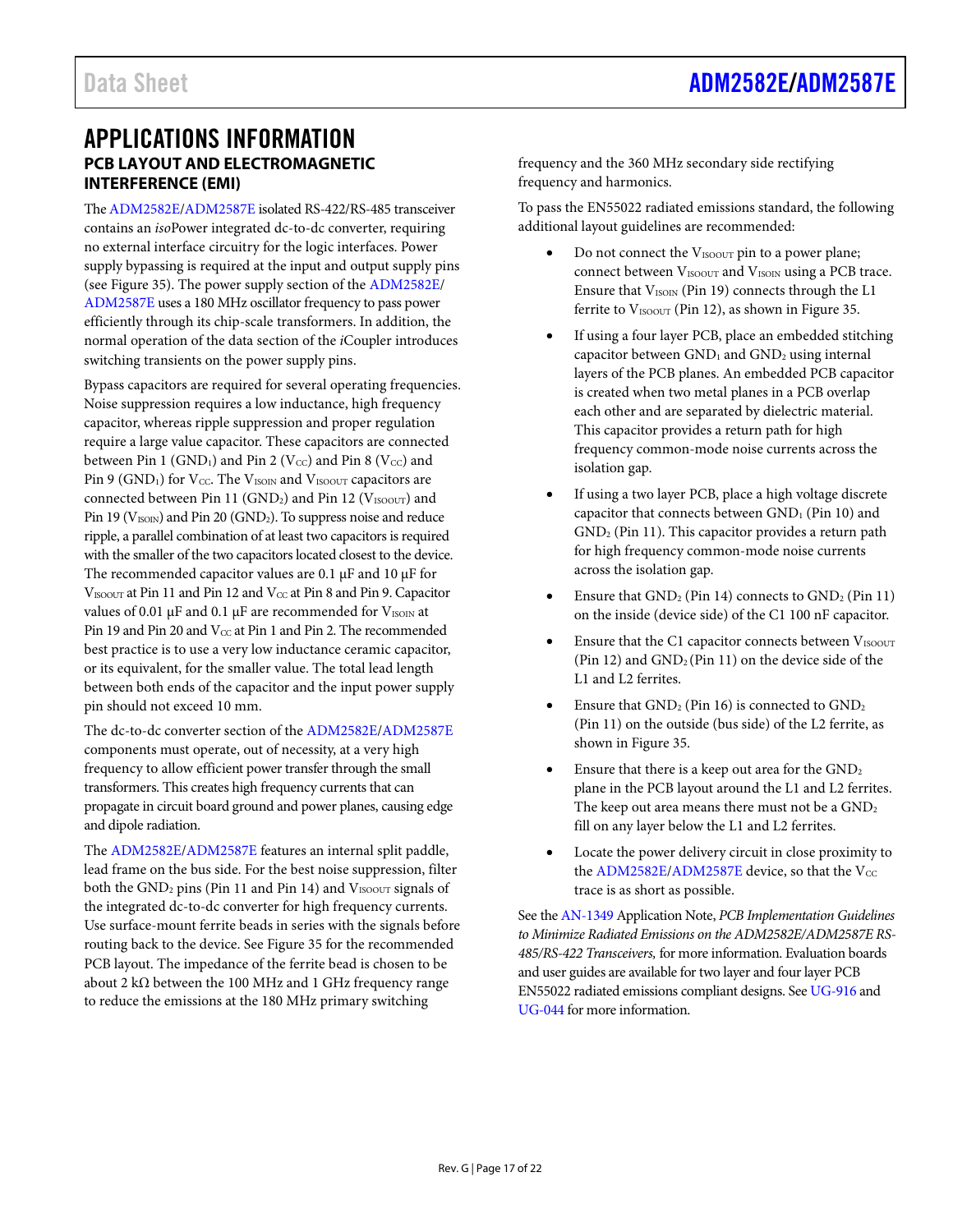# APPLICATIONS INFORMATION

## PCB LAYOUT AND ELECTROMAGNETIC INTERFERENCE (EMI)

The ADM2582E/ADM2587E isolated RS-422/RS-485 transceiver contains an *iso*Power integrated dc-to-dc converter, requiring no external interface circuitry for the logic interfaces. Power supply bypassing is required at the input and output supply pins (see Figure 35). The power supply section of the ADM2582E/ ADM2587E uses a 180 MHz oscillator frequency to pass power efficiently through its chip-scale transformers. In addition, the normal operation of the data section of the *i*Coupler introduces switching transients on the power supply pins.

Bypass capacitors are required for several operating frequencies. Noise suppression requires a low inductance, high frequency capacitor, whereas ripple suppression and proper regulation require a large value capacitor. These capacitors are connected between Pin 1 ($GND_1$) and Pin 2 ($V_{CC}$) and Pin 8 ($V_{CC}$) and Pin 9 ($GND_1$) for $V_{CC}$. The $V_{ISOIN}$ and $V_{ISOOUT}$ capacitors are connected between Pin 11 ($GND_2$) and Pin 12 ($V_{ISOOUT}$) and Pin 19 ($V_{ISOIN}$) and Pin 20 ($GND_2$). To suppress noise and reduce ripple, a parallel combination of at least two capacitors is required with the smaller of the two capacitors located closest to the device. The recommended capacitor values are 0.1 µF and 10 µF for $V_{ISOOUT}$ at Pin 11 and Pin 12 and $V_{CC}$ at Pin 8 and Pin 9. Capacitor values of 0.01 µF and 0.1 µF are recommended for $V_{ISOIN}$ at Pin 19 and Pin 20 and $V_{CC}$ at Pin 1 and Pin 2. The recommended best practice is to use a very low inductance ceramic capacitor, or its equivalent, for the smaller value. The total lead length between both ends of the capacitor and the input power supply pin should not exceed 10 mm.

The dc-to-dc converter section of the ADM2582E/ADM2587E components must operate, out of necessity, at a very high frequency to allow efficient power transfer through the small transformers. This creates high frequency currents that can propagate in circuit board ground and power planes, causing edge and dipole radiation.

The ADM2582E/ADM2587E features an internal split paddle, lead frame on the bus side. For the best noise suppression, filter both the $GND_2$ pins (Pin 11 and Pin 14) and $V_{ISOOUT}$ signals of the integrated dc-to-dc converter for high frequency currents. Use surface-mount ferrite beads in series with the signals before routing back to the device. See Figure 35 for the recommended PCB layout. The impedance of the ferrite bead is chosen to be about 2 kΩ between the 100 MHz and 1 GHz frequency range to reduce the emissions at the 180 MHz primary switching frequency and the 360 MHz secondary side rectifying frequency and harmonics.

To pass the EN55022 radiated emissions standard, the following additional layout guidelines are recommended:

- Do not connect the $V_{ISOOUT}$ pin to a power plane; connect between $V_{ISOOUT}$ and $V_{ISOIN}$ using a PCB trace. Ensure that $V_{ISOIN}$ (Pin 19) connects through the L1 ferrite to $V_{ISOOUT}$ (Pin 12), as shown in Figure 35.
- If using a four layer PCB, place an embedded stitching capacitor between $GND_1$ and $GND_2$ using internal layers of the PCB planes. An embedded PCB capacitor is created when two metal planes in a PCB overlap each other and are separated by dielectric material. This capacitor provides a return path for high frequency common-mode noise currents across the isolation gap.
- If using a two layer PCB, place a high voltage discrete capacitor that connects between $GND_1$ (Pin 10) and $GND_2$ (Pin 11). This capacitor provides a return path for high frequency common-mode noise currents across the isolation gap.
- Ensure that $GND_2$ (Pin 14) connects to $GND_2$ (Pin 11) on the inside (device side) of the C1 100 nF capacitor.
- Ensure that the C1 capacitor connects between $V_{ISOOUT}$ (Pin 12) and $GND_2$ (Pin 11) on the device side of the L1 and L2 ferrites.
- Ensure that $GND_2$ (Pin 16) is connected to $GND_2$ (Pin 11) on the outside (bus side) of the L2 ferrite, as shown in Figure 35.
- Ensure that there is a keep out area for the $GND_2$ plane in the PCB layout around the L1 and L2 ferrites. The keep out area means there must not be a $GND_2$ fill on any layer below the L1 and L2 ferrites.
- Locate the power delivery circuit in close proximity to the ADM2582E/ADM2587E device, so that the $V_{CC}$ trace is as short as possible.

See the AN-1349 Application Note, *PCB Implementation Guidelines to Minimize Radiated Emissions on the ADM2582E/ADM2587E RS-485/RS-422 Transceivers,* for more information. Evaluation boards and user guides are available for two layer and four layer PCB EN55022 radiated emissions compliant designs. See UG-916 and UG-044 for more information.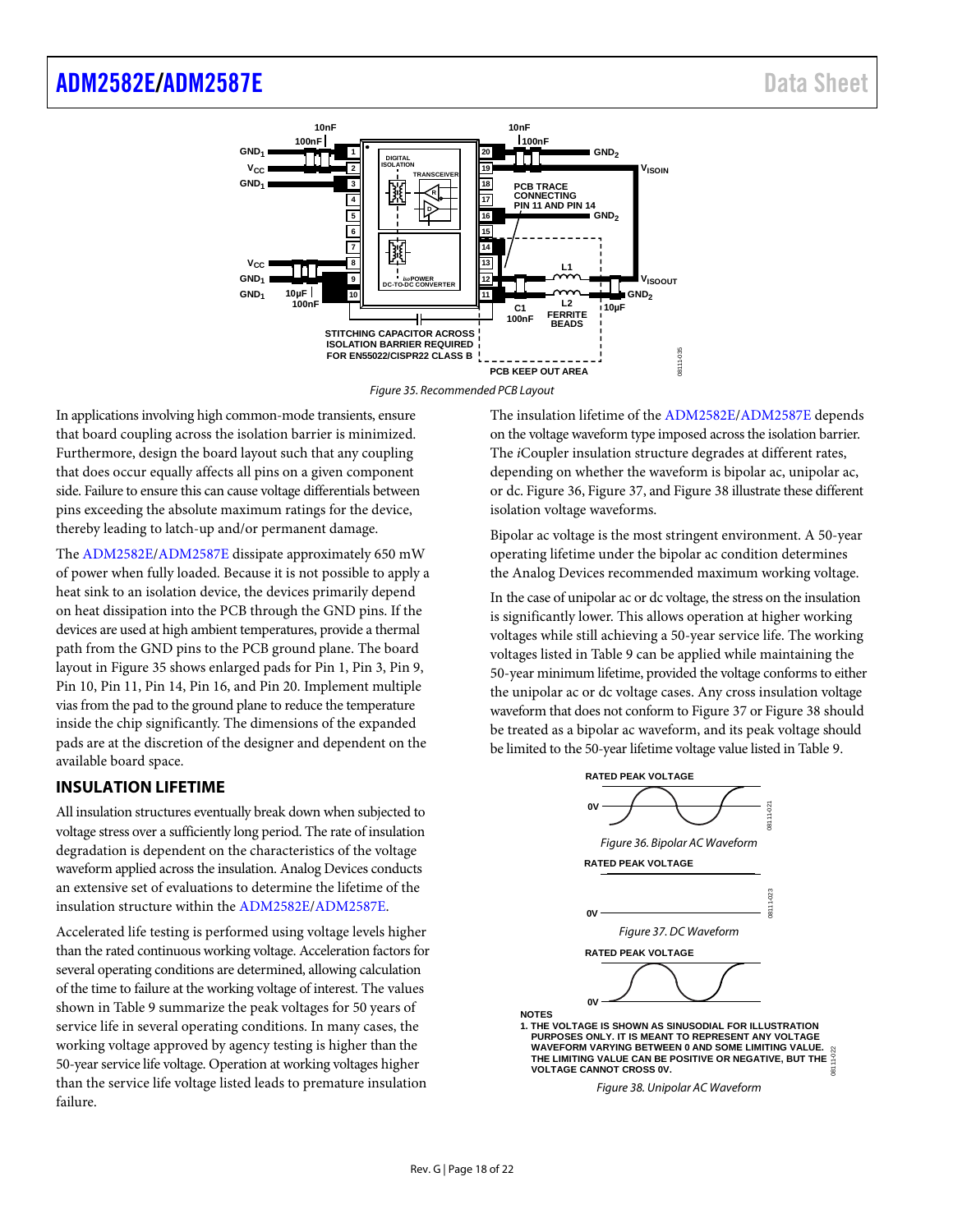Figure 35. Recommended PCB Layout

In applications involving high common-mode transients, ensure that board coupling across the isolation barrier is minimized. Furthermore, design the board layout such that any coupling that does occur equally affects all pins on a given component side. Failure to ensure this can cause voltage differentials between pins exceeding the absolute maximum ratings for the device, thereby leading to latch-up and/or permanent damage.

The ADM2582E/ADM2587E dissipate approximately 650 mW of power when fully loaded. Because it is not possible to apply a heat sink to an isolation device, the devices primarily depend on heat dissipation into the PCB through the GND pins. If the devices are used at high ambient temperatures, provide a thermal path from the GND pins to the PCB ground plane. The board layout in Figure 35 shows enlarged pads for Pin 1, Pin 3, Pin 9, Pin 10, Pin 11, Pin 14, Pin 16, and Pin 20. Implement multiple vias from the pad to the ground plane to reduce the temperature inside the chip significantly. The dimensions of the expanded pads are at the discretion of the designer and dependent on the available board space.

## INSULATION LIFETIME

All insulation structures eventually break down when subjected to voltage stress over a sufficiently long period. The rate of insulation degradation is dependent on the characteristics of the voltage waveform applied across the insulation. Analog Devices conducts an extensive set of evaluations to determine the lifetime of the insulation structure within the ADM2582E/ADM2587E.

Accelerated life testing is performed using voltage levels higher than the rated continuous working voltage. Acceleration factors for several operating conditions are determined, allowing calculation of the time to failure at the working voltage of interest. The values shown in Table 9 summarize the peak voltages for 50 years of service life in several operating conditions. In many cases, the working voltage approved by agency testing is higher than the 50-year service life voltage. Operation at working voltages higher than the service life voltage listed leads to premature insulation failure.

The insulation lifetime of the ADM2582E/ADM2587E depends on the voltage waveform type imposed across the isolation barrier. The *i*Coupler insulation structure degrades at different rates, depending on whether the waveform is bipolar ac, unipolar ac, or dc. Figure 36, Figure 37, and Figure 38 illustrate these different isolation voltage waveforms.

Bipolar ac voltage is the most stringent environment. A 50-year operating lifetime under the bipolar ac condition determines the Analog Devices recommended maximum working voltage.

In the case of unipolar ac or dc voltage, the stress on the insulation is significantly lower. This allows operation at higher working voltages while still achieving a 50-year service life. The working voltages listed in Table 9 can be applied while maintaining the 50-year minimum lifetime, provided the voltage conforms to either the unipolar ac or dc voltage cases. Any cross insulation voltage waveform that does not conform to Figure 37 or Figure 38 should be treated as a bipolar ac waveform, and its peak voltage should be limited to the 50-year lifetime voltage value listed in Table 9.

Figure 36. Bipolar AC Waveform

Figure 37. DC Waveform

NOTES
1. THE VOLTAGE IS SHOWN AS SINUSODIAL FOR ILLUSTRATION PURPOSES ONLY. IT IS MEANT TO REPRESENT ANY VOLTAGE WAVEFORM VARYING BETWEEN 0 AND SOME LIMITING VALUE. THE LIMITING VALUE CAN BE POSITIVE OR NEGATIVE, BUT THE VOLTAGE CANNOT CROSS 0V.

Figure 38. Unipolar AC Waveform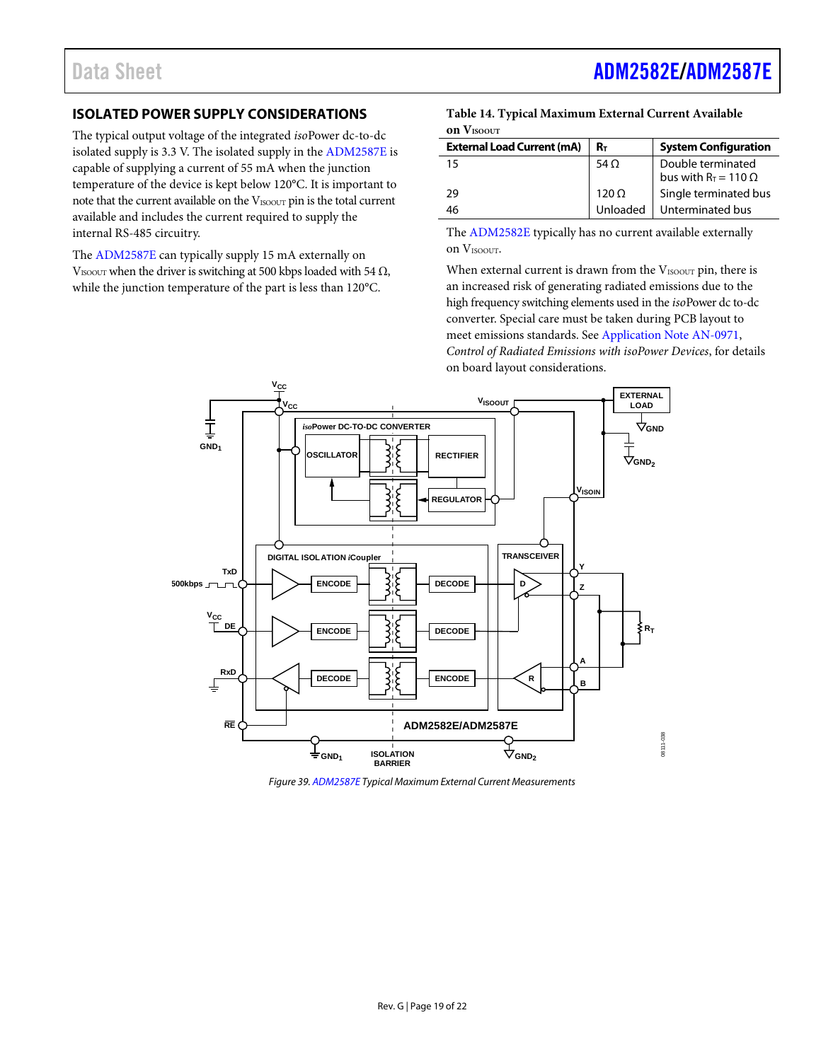## ISOLATED POWER SUPPLY CONSIDERATIONS

The typical output voltage of the integrated *iso*Power dc-to-dc isolated supply is 3.3 V. The isolated supply in the ADM2587E is capable of supplying a current of 55 mA when the junction temperature of the device is kept below 120°C. It is important to note that the current available on the $V_{ISOOUT}$ pin is the total current available and includes the current required to supply the internal RS-485 circuitry.

The ADM2587E can typically supply 15 mA externally on $V_{ISOOUT}$ when the driver is switching at 500 kbps loaded with 54 Ω, while the junction temperature of the part is less than 120°C.

**Table 14. Typical Maximum External Current Available on $V_{ISOOUT}$**

| External Load Current (mA) | $R_T$ | System Configuration |
|---|---|---|
| 15 | 54 Ω | Double terminated bus with $R_T$ = 110 Ω |
| 29 | 120 Ω | Single terminated bus |
| 46 | Unloaded | Unterminated bus |

The ADM2582E typically has no current available externally on $V_{ISOOUT}$.

When external current is drawn from the $V_{ISOOUT}$ pin, there is an increased risk of generating radiated emissions due to the high frequency switching elements used in the *iso*Power dc to-dc converter. Special care must be taken during PCB layout to meet emissions standards. See Application Note AN-0971, *Control of Radiated Emissions with isoPower Devices*, for details on board layout considerations.

*Figure 39. ADM2587E Typical Maximum External Current Measurements*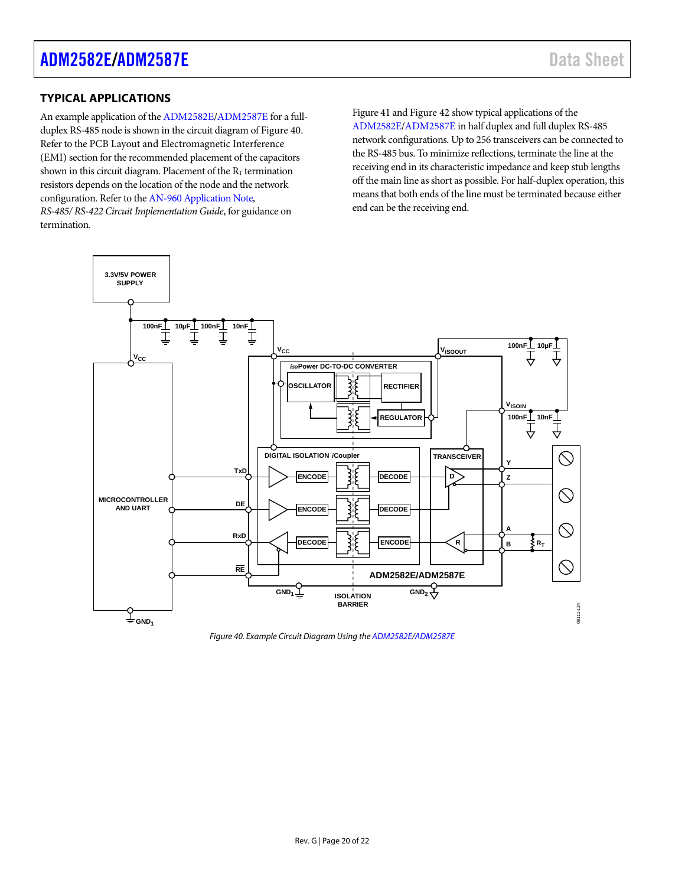## TYPICAL APPLICATIONS

An example application of the ADM2582E/ADM2587E for a full-duplex RS-485 node is shown in the circuit diagram of Figure 40. Refer to the PCB Layout and Electromagnetic Interference (EMI) section for the recommended placement of the capacitors shown in this circuit diagram. Placement of the $R_T$ termination resistors depends on the location of the node and the network configuration. Refer to the AN-960 Application Note, *RS-485/ RS-422 Circuit Implementation Guide*, for guidance on termination.

Figure 41 and Figure 42 show typical applications of the ADM2582E/ADM2587E in half duplex and full duplex RS-485 network configurations. Up to 256 transceivers can be connected to the RS-485 bus. To minimize reflections, terminate the line at the receiving end in its characteristic impedance and keep stub lengths off the main line as short as possible. For half-duplex operation, this means that both ends of the line must be terminated because either end can be the receiving end.

*Figure 40. Example Circuit Diagram Using the ADM2582E/ADM2587E*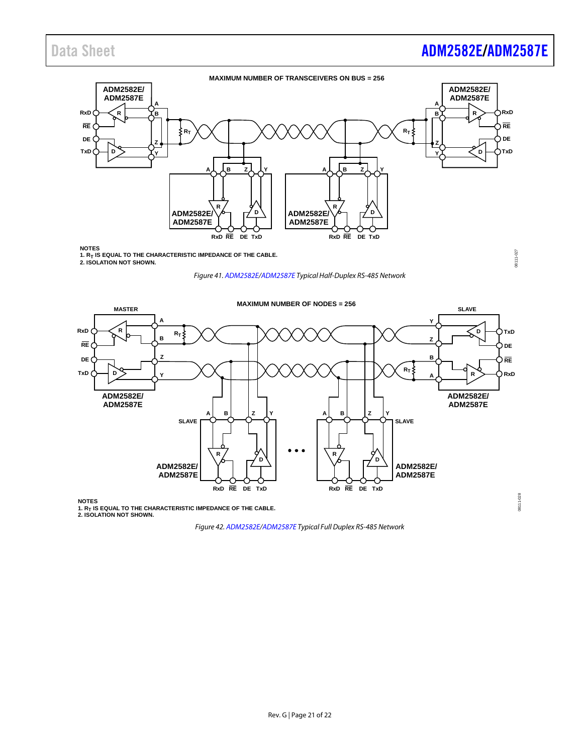MAXIMUM NUMBER OF TRANSCEIVERS ON BUS = 256

NOTES
1. $R_T$ IS EQUAL TO THE CHARACTERISTIC IMPEDANCE OF THE CABLE.
2. ISOLATION NOT SHOWN.

*Figure 41. ADM2582E/ADM2587E Typical Half-Duplex RS-485 Network*

MAXIMUM NUMBER OF NODES = 256

NOTES
1. $R_T$ IS EQUAL TO THE CHARACTERISTIC IMPEDANCE OF THE CABLE.
2. ISOLATION NOT SHOWN.

*Figure 42. ADM2582E/ADM2587E Typical Full Duplex RS-485 Network*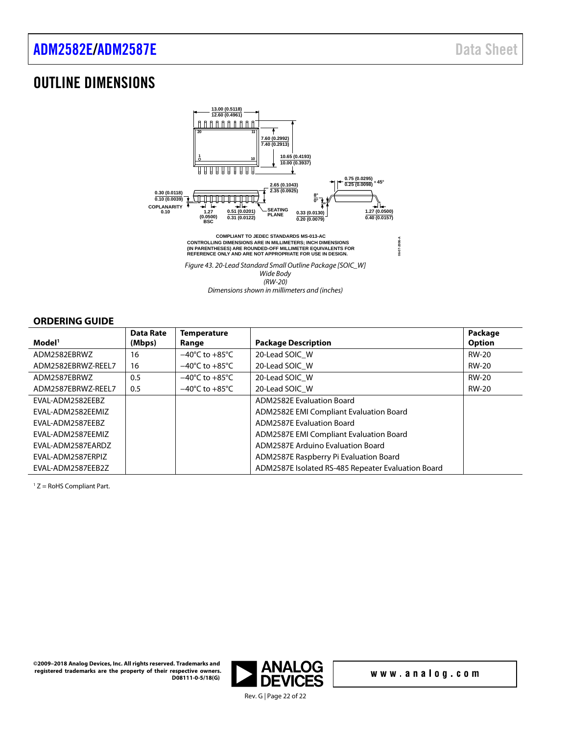# OUTLINE DIMENSIONS

13.00 (0.5118)
12.60 (0.4961)

20
11
1
10

7.60 (0.2992)
7.40 (0.2913)

10.65 (0.4193)
10.00 (0.3937)

0.75 (0.0295)
0.25 (0.0098)
× 45°

2.65 (0.1043)
2.35 (0.0925)

0.30 (0.0118)
0.10 (0.0039)

COPLANARITY
0.10

1.27
(0.0500)
BSC

0.51 (0.0201)
0.31 (0.0122)

SEATING
PLANE

8°
0°

0.33 (0.0130)
0.20 (0.0079)

1.27 (0.0500)
0.40 (0.0157)

COMPLIANT TO JEDEC STANDARDS MS-013-AC
CONTROLLING DIMENSIONS ARE IN MILLIMETERS; INCH DIMENSIONS (IN PARENTHESES) ARE ROUNDED-OFF MILLIMETER EQUIVALENTS FOR REFERENCE ONLY AND ARE NOT APPROPRIATE FOR USE IN DESIGN.

06-07-2006-A

*Figure 43. 20-Lead Standard Small Outline Package [SOIC_W]*
*Wide Body*
*(RW-20)*
*Dimensions shown in millimeters and (inches)*

## ORDERING GUIDE

| Model[1] | Data Rate (Mbps) | Temperature Range | Package Description | Package Option |
|---|---|---|---|---|
| ADM2582EBRWZ | 16 | −40°C to +85°C | 20-Lead SOIC_W | RW-20 |
| ADM2582EBRWZ-REEL7 | 16 | −40°C to +85°C | 20-Lead SOIC_W | RW-20 |
| ADM2587EBRWZ | 0.5 | −40°C to +85°C | 20-Lead SOIC_W | RW-20 |
| ADM2587EBRWZ-REEL7 | 0.5 | −40°C to +85°C | 20-Lead SOIC_W | RW-20 |
| EVAL-ADM2582EEBZ | | | ADM2582E Evaluation Board | |
| EVAL-ADM2582EEMIZ | | | ADM2582E EMI Compliant Evaluation Board | |
| EVAL-ADM2587EEBZ | | | ADM2587E Evaluation Board | |
| EVAL-ADM2587EEMIZ | | | ADM2587E EMI Compliant Evaluation Board | |
| EVAL-ADM2587EARDZ | | | ADM2587E Arduino Evaluation Board | |
| EVAL-ADM2587ERPIZ | | | ADM2587E Raspberry Pi Evaluation Board | |
| EVAL-ADM2587EEB2Z | | | ADM2587E Isolated RS-485 Repeater Evaluation Board | |

[1] Z = RoHS Compliant Part.

**©2009–2018 Analog Devices, Inc. All rights reserved. Trademarks and registered trademarks are the property of their respective owners. D08111-0-5/18(G)**